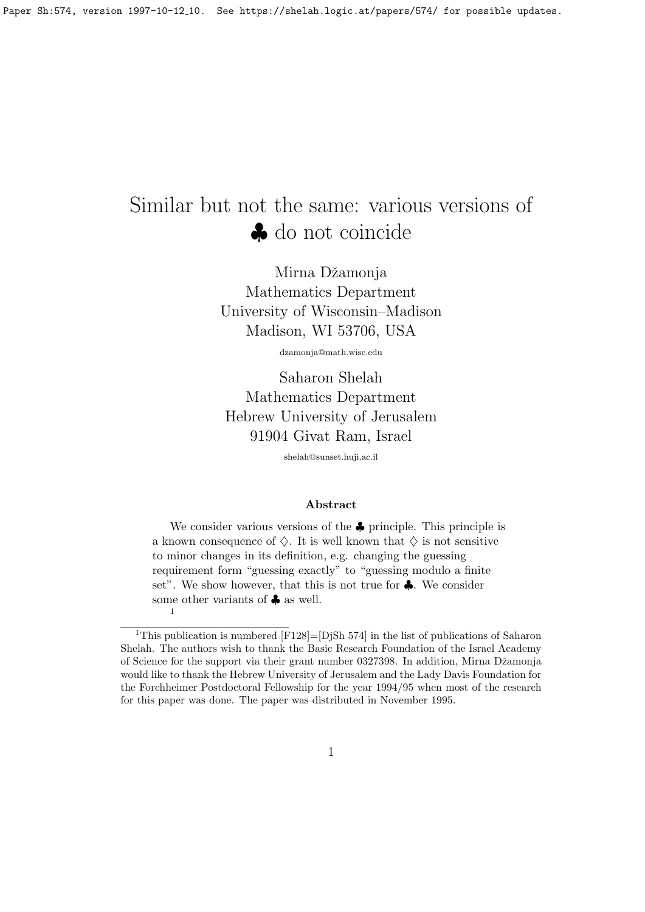# Similar but not the same: various versions of ♣ do not coincide

Mirna Džamonja
Mathematics Department
University of Wisconsin–Madison
Madison, WI 53706, USA

dzamonja@math.wisc.edu

Saharon Shelah
Mathematics Department
Hebrew University of Jerusalem
91904 Givat Ram, Israel

shelah@sunset.huji.ac.il

**Abstract**

We consider various versions of the ♣ principle. This principle is a known consequence of $\diamondsuit$. It is well known that $\diamondsuit$ is not sensitive to minor changes in its definition, e.g. changing the guessing requirement form "guessing exactly" to "guessing modulo a finite set". We show however, that this is not true for ♣. We consider some other variants of ♣ as well. [1]

---

[1] This publication is numbered [F128]=[DjSh 574] in the list of publications of Saharon Shelah. The authors wish to thank the Basic Research Foundation of the Israel Academy of Science for the support via their grant number 0327398. In addition, Mirna Džamonja would like to thank the Hebrew University of Jerusalem and the Lady Davis Foundation for the Forchheimer Postdoctoral Fellowship for the year 1994/95 when most of the research for this paper was done. The paper was distributed in November 1995.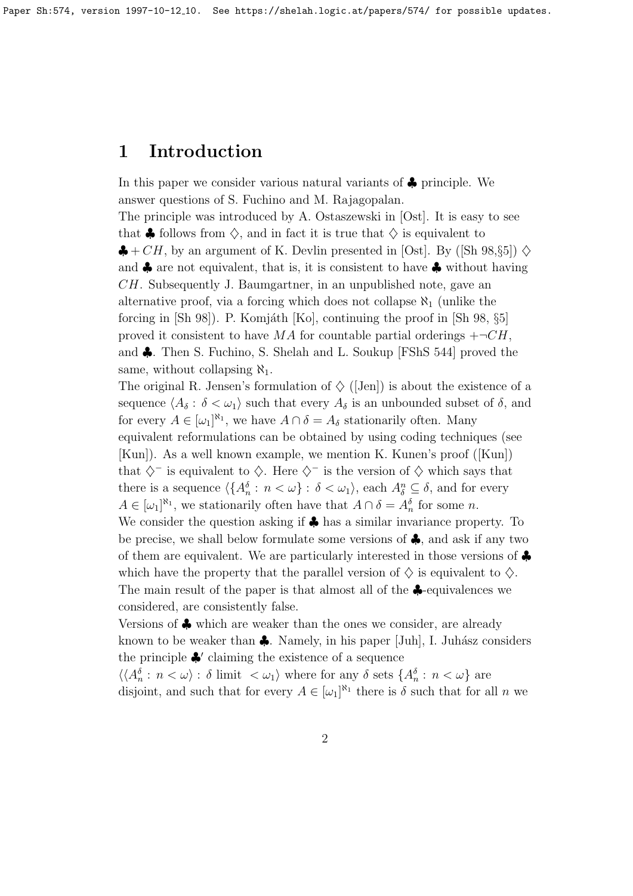# 1 Introduction

In this paper we consider various natural variants of $\clubsuit$ principle. We answer questions of S. Fuchino and M. Rajagopalan.
The principle was introduced by A. Ostaszewski in [Ost]. It is easy to see that $\clubsuit$ follows from $\diamondsuit$, and in fact it is true that $\diamondsuit$ is equivalent to $\clubsuit + CH$, by an argument of K. Devlin presented in [Ost]. By ([Sh 98,§5]) $\diamondsuit$ and $\clubsuit$ are not equivalent, that is, it is consistent to have $\clubsuit$ without having $CH$. Subsequently J. Baumgartner, in an unpublished note, gave an alternative proof, via a forcing which does not collapse $\aleph_1$ (unlike the forcing in [Sh 98]). P. Komjáth [Ko], continuing the proof in [Sh 98, §5] proved it consistent to have $MA$ for countable partial orderings $+\neg CH$, and $\clubsuit$. Then S. Fuchino, S. Shelah and L. Soukup [FShS 544] proved the same, without collapsing $\aleph_1$.
The original R. Jensen's formulation of $\diamondsuit$ ([Jen]) is about the existence of a sequence $\langle A_\delta : \delta < \omega_1 \rangle$ such that every $A_\delta$ is an unbounded subset of $\delta$, and for every $A \in [\omega_1]^{\aleph_1}$, we have $A \cap \delta = A_\delta$ stationarily often. Many equivalent reformulations can be obtained by using coding techniques (see [Kun]). As a well known example, we mention K. Kunen's proof ([Kun]) that $\diamondsuit^-$ is equivalent to $\diamondsuit$. Here $\diamondsuit^-$ is the version of $\diamondsuit$ which says that there is a sequence $\langle \{A^\delta_n : n < \omega\} : \delta < \omega_1 \rangle$, each $A^n_\delta \subseteq \delta$, and for every $A \in [\omega_1]^{\aleph_1}$, we stationarily often have that $A \cap \delta = A^\delta_n$ for some $n$.
We consider the question asking if $\clubsuit$ has a similar invariance property. To be precise, we shall below formulate some versions of $\clubsuit$, and ask if any two of them are equivalent. We are particularly interested in those versions of $\clubsuit$ which have the property that the parallel version of $\diamondsuit$ is equivalent to $\diamondsuit$.
The main result of the paper is that almost all of the $\clubsuit$-equivalences we considered, are consistently false.
Versions of $\clubsuit$ which are weaker than the ones we consider, are already known to be weaker than $\clubsuit$. Namely, in his paper [Juh], I. Juhász considers the principle $\clubsuit'$ claiming the existence of a sequence $\langle\langle A^\delta_n : n < \omega\rangle : \delta \text{ limit } < \omega_1\rangle$ where for any $\delta$ sets $\{A^\delta_n : n < \omega\}$ are disjoint, and such that for every $A \in [\omega_1]^{\aleph_1}$ there is $\delta$ such that for all $n$ we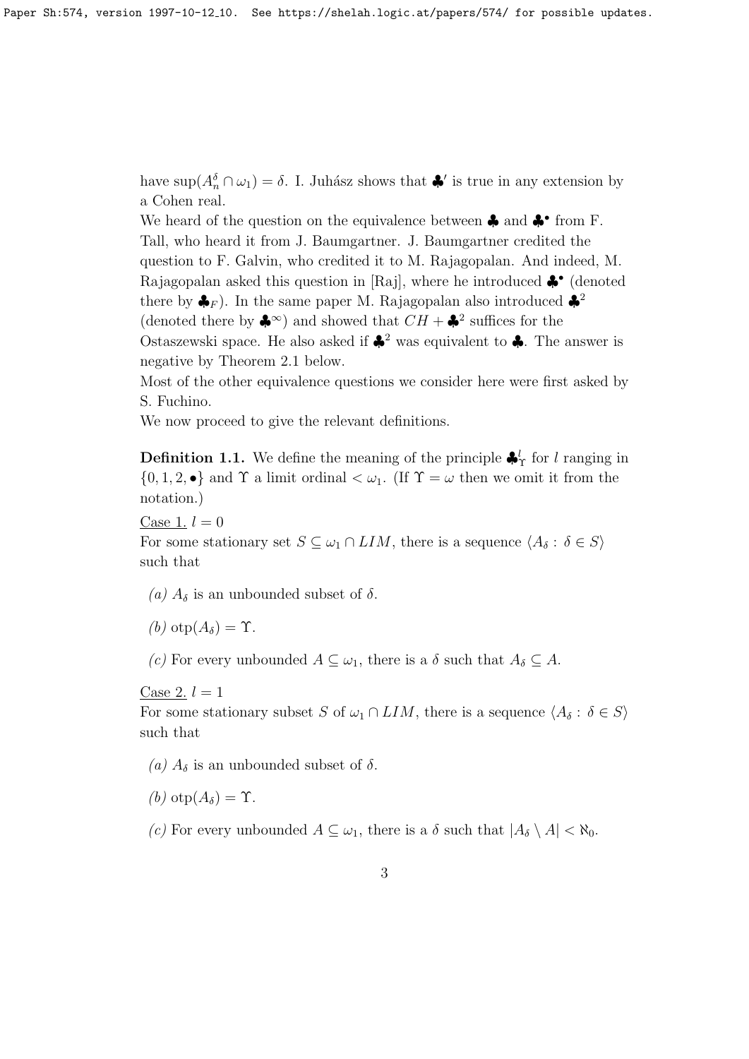have $\sup(A^\delta_n \cap \omega_1) = \delta$. I. Juhász shows that $\clubsuit'$ is true in any extension by a Cohen real.

We heard of the question on the equivalence between $\clubsuit$ and $\clubsuit^\bullet$ from F. Tall, who heard it from J. Baumgartner. J. Baumgartner credited the question to F. Galvin, who credited it to M. Rajagopalan. And indeed, M. Rajagopalan asked this question in [Raj], where he introduced $\clubsuit^\bullet$ (denoted there by $\clubsuit_F$). In the same paper M. Rajagopalan also introduced $\clubsuit^2$ (denoted there by $\clubsuit^\infty$) and showed that $CH + \clubsuit^2$ suffices for the Ostaszewski space. He also asked if $\clubsuit^2$ was equivalent to $\clubsuit$. The answer is negative by Theorem 2.1 below.

Most of the other equivalence questions we consider here were first asked by S. Fuchino.

We now proceed to give the relevant definitions.

**Definition 1.1.** We define the meaning of the principle $\clubsuit^l_\Upsilon$ for $l$ ranging in $\{0, 1, 2, \bullet\}$ and $\Upsilon$ a limit ordinal $< \omega_1$. (If $\Upsilon = \omega$ then we omit it from the notation.)

Case 1. $l = 0$

For some stationary set $S \subseteq \omega_1 \cap LIM$, there is a sequence $\langle A_\delta : \delta \in S \rangle$ such that

*(a)* $A_\delta$ is an unbounded subset of $\delta$.

*(b)* $\mathrm{otp}(A_\delta) = \Upsilon$.

*(c)* For every unbounded $A \subseteq \omega_1$, there is a $\delta$ such that $A_\delta \subseteq A$.

Case 2. $l = 1$

For some stationary subset $S$ of $\omega_1 \cap LIM$, there is a sequence $\langle A_\delta : \delta \in S \rangle$ such that

*(a)* $A_\delta$ is an unbounded subset of $\delta$.

*(b)* $\mathrm{otp}(A_\delta) = \Upsilon$.

*(c)* For every unbounded $A \subseteq \omega_1$, there is a $\delta$ such that $|A_\delta \setminus A| < \aleph_0$.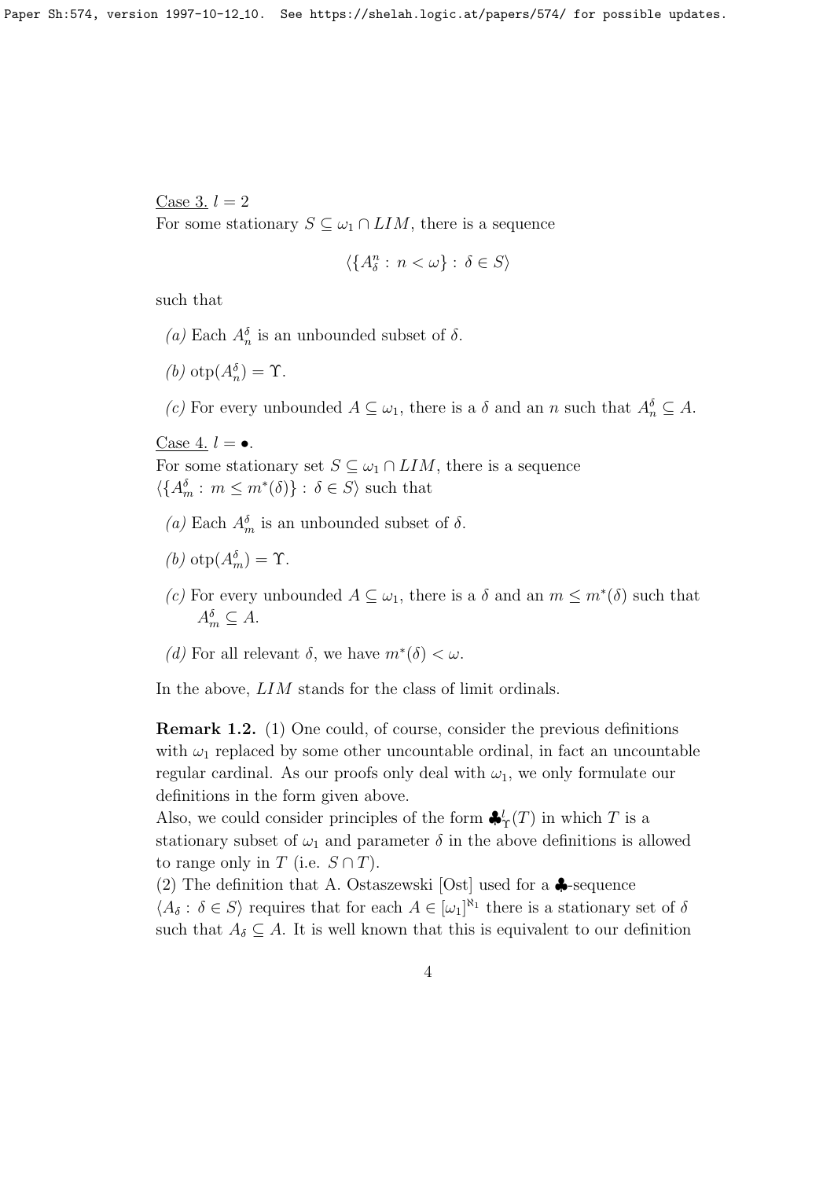Case 3. $l = 2$

For some stationary $S \subseteq \omega_1 \cap LIM$, there is a sequence

$$\langle \{A^n_\delta : n < \omega\} : \delta \in S\rangle$$

such that

*(a)* Each $A^\delta_n$ is an unbounded subset of $\delta$.

*(b)* $\mathrm{otp}(A^\delta_n) = \Upsilon$.

*(c)* For every unbounded $A \subseteq \omega_1$, there is a $\delta$ and an $n$ such that $A^\delta_n \subseteq A$.

Case 4. $l = \bullet$.

For some stationary set $S \subseteq \omega_1 \cap LIM$, there is a sequence $\langle \{A^\delta_m : m \leq m^*(\delta)\} : \delta \in S\rangle$ such that

*(a)* Each $A^\delta_m$ is an unbounded subset of $\delta$.

*(b)* $\mathrm{otp}(A^\delta_m) = \Upsilon$.

*(c)* For every unbounded $A \subseteq \omega_1$, there is a $\delta$ and an $m \leq m^*(\delta)$ such that $A^\delta_m \subseteq A$.

*(d)* For all relevant $\delta$, we have $m^*(\delta) < \omega$.

In the above, $LIM$ stands for the class of limit ordinals.

**Remark 1.2.** (1) One could, of course, consider the previous definitions with $\omega_1$ replaced by some other uncountable ordinal, in fact an uncountable regular cardinal. As our proofs only deal with $\omega_1$, we only formulate our definitions in the form given above.
Also, we could consider principles of the form $\clubsuit^l_\Upsilon(T)$ in which $T$ is a stationary subset of $\omega_1$ and parameter $\delta$ in the above definitions is allowed to range only in $T$ (i.e. $S \cap T$).
(2) The definition that A. Ostaszewski [Ost] used for a $\clubsuit$-sequence $\langle A_\delta : \delta \in S\rangle$ requires that for each $A \in [\omega_1]^{\aleph_1}$ there is a stationary set of $\delta$ such that $A_\delta \subseteq A$. It is well known that this is equivalent to our definition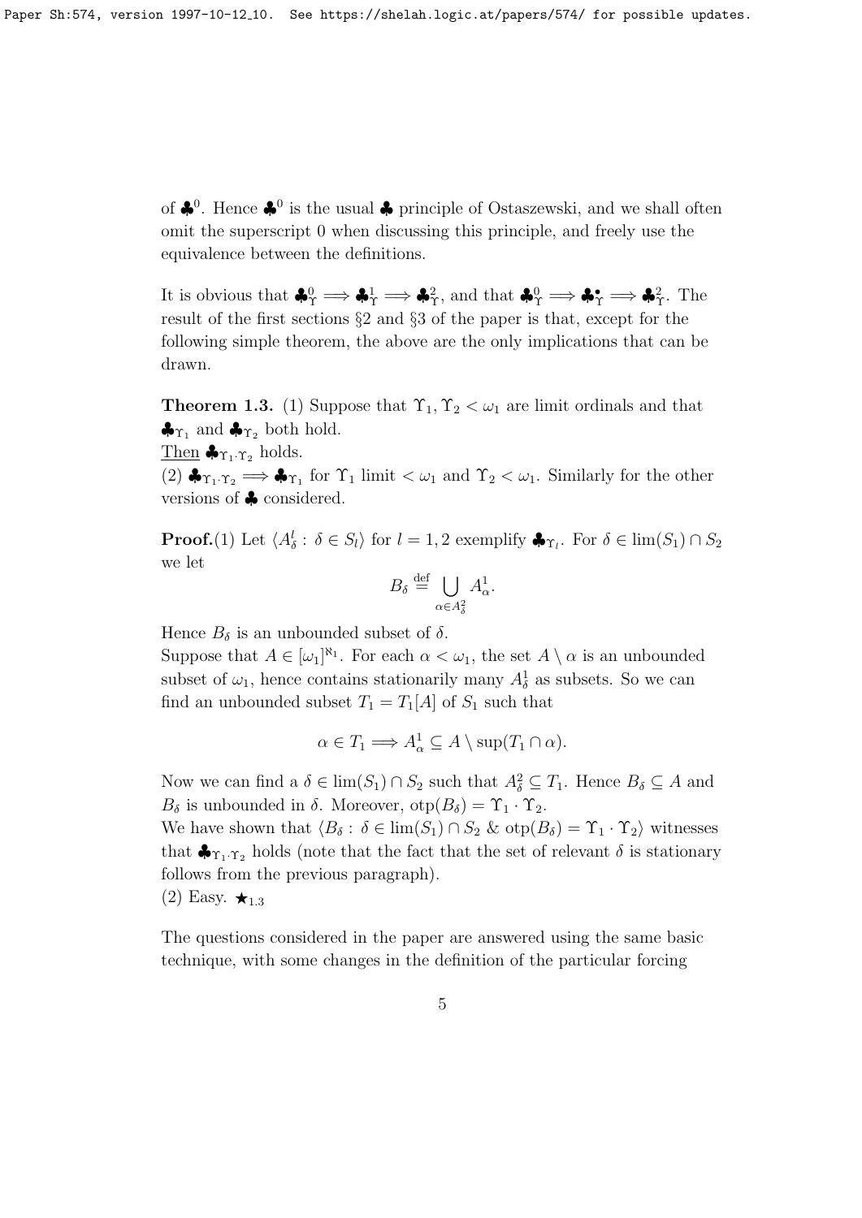of $\clubsuit^0$. Hence $\clubsuit^0$ is the usual $\clubsuit$ principle of Ostaszewski, and we shall often omit the superscript 0 when discussing this principle, and freely use the equivalence between the definitions.

It is obvious that $\clubsuit^0_\Upsilon \Longrightarrow \clubsuit^1_\Upsilon \Longrightarrow \clubsuit^2_\Upsilon$, and that $\clubsuit^0_\Upsilon \Longrightarrow \clubsuit^\bullet_\Upsilon \Longrightarrow \clubsuit^2_\Upsilon$. The result of the first sections §2 and §3 of the paper is that, except for the following simple theorem, the above are the only implications that can be drawn.

**Theorem 1.3.** (1) Suppose that $\Upsilon_1, \Upsilon_2 < \omega_1$ are limit ordinals and that $\clubsuit_{\Upsilon_1}$ and $\clubsuit_{\Upsilon_2}$ both hold.
Then $\clubsuit_{\Upsilon_1 \cdot \Upsilon_2}$ holds.
(2) $\clubsuit_{\Upsilon_1 \cdot \Upsilon_2} \Longrightarrow \clubsuit_{\Upsilon_1}$ for $\Upsilon_1$ limit $< \omega_1$ and $\Upsilon_2 < \omega_1$. Similarly for the other versions of $\clubsuit$ considered.

**Proof.**(1) Let $\langle A^l_\delta : \delta \in S_l \rangle$ for $l = 1, 2$ exemplify $\clubsuit_{\Upsilon_l}$. For $\delta \in \lim(S_1) \cap S_2$ we let

$$B_\delta \stackrel{\text{def}}{=} \bigcup_{\alpha \in A^2_\delta} A^1_\alpha.$$

Hence $B_\delta$ is an unbounded subset of $\delta$.
Suppose that $A \in [\omega_1]^{\aleph_1}$. For each $\alpha < \omega_1$, the set $A \setminus \alpha$ is an unbounded subset of $\omega_1$, hence contains stationarily many $A^1_\delta$ as subsets. So we can find an unbounded subset $T_1 = T_1[A]$ of $S_1$ such that

$$\alpha \in T_1 \Longrightarrow A^1_\alpha \subseteq A \setminus \sup(T_1 \cap \alpha).$$

Now we can find a $\delta \in \lim(S_1) \cap S_2$ such that $A^2_\delta \subseteq T_1$. Hence $B_\delta \subseteq A$ and $B_\delta$ is unbounded in $\delta$. Moreover, $\mathrm{otp}(B_\delta) = \Upsilon_1 \cdot \Upsilon_2$.
We have shown that $\langle B_\delta : \delta \in \lim(S_1) \cap S_2 \ \& \ \mathrm{otp}(B_\delta) = \Upsilon_1 \cdot \Upsilon_2 \rangle$ witnesses that $\clubsuit_{\Upsilon_1 \cdot \Upsilon_2}$ holds (note that the fact that the set of relevant $\delta$ is stationary follows from the previous paragraph).
(2) Easy. $\bigstar_{1.3}$

The questions considered in the paper are answered using the same basic technique, with some changes in the definition of the particular forcing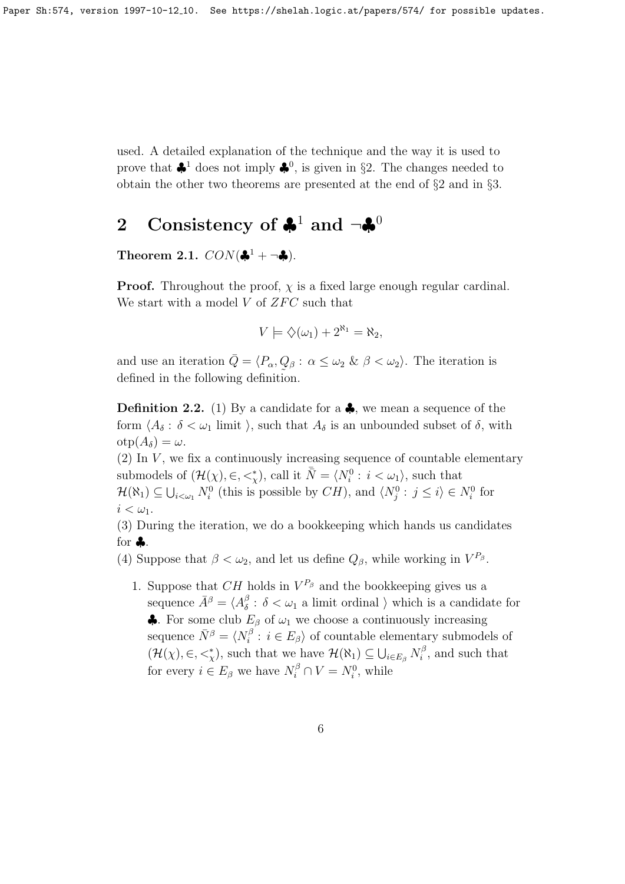used. A detailed explanation of the technique and the way it is used to prove that $\clubsuit^1$ does not imply $\clubsuit^0$, is given in §2. The changes needed to obtain the other two theorems are presented at the end of §2 and in §3.

## 2 Consistency of $\clubsuit^1$ and $\neg\clubsuit^0$

**Theorem 2.1.** $CON(\clubsuit^1 + \neg\clubsuit)$.

**Proof.** Throughout the proof, $\chi$ is a fixed large enough regular cardinal. We start with a model $V$ of $ZFC$ such that

$$V \models \diamondsuit(\omega_1) + 2^{\aleph_1} = \aleph_2,$$

and use an iteration $\bar{Q} = \langle P_\alpha, \underset{\sim}{Q}_\beta : \alpha \leq \omega_2 \ \& \ \beta < \omega_2 \rangle$. The iteration is defined in the following definition.

**Definition 2.2.** (1) By a candidate for a $\clubsuit$, we mean a sequence of the form $\langle A_\delta : \delta < \omega_1 \text{ limit } \rangle$, such that $A_\delta$ is an unbounded subset of $\delta$, with $\mathrm{otp}(A_\delta) = \omega$.

(2) In $V$, we fix a continuously increasing sequence of countable elementary submodels of $(\mathcal{H}(\chi), \in, <^*_\chi)$, call it $\bar{N} = \langle N^0_i : i < \omega_1 \rangle$, such that $\mathcal{H}(\aleph_1) \subseteq \bigcup_{i<\omega_1} N^0_i$ (this is possible by $CH$), and $\langle N^0_j : j \leq i \rangle \in N^0_i$ for $i < \omega_1$.

(3) During the iteration, we do a bookkeeping which hands us candidates for $\clubsuit$.

(4) Suppose that $\beta < \omega_2$, and let us define $Q_\beta$, while working in $V^{P_\beta}$.

1. Suppose that $CH$ holds in $V^{P_\beta}$ and the bookkeeping gives us a sequence $\bar{A}^\beta = \langle A^\beta_\delta : \delta < \omega_1 \text{ a limit ordinal } \rangle$ which is a candidate for $\clubsuit$. For some club $E_\beta$ of $\omega_1$ we choose a continuously increasing sequence $\bar{N}^\beta = \langle N^\beta_i : i \in E_\beta \rangle$ of countable elementary submodels of $(\mathcal{H}(\chi), \in, <^*_\chi)$, such that we have $\mathcal{H}(\aleph_1) \subseteq \bigcup_{i \in E_\beta} N^\beta_i$, and such that for every $i \in E_\beta$ we have $N^\beta_i \cap V = N^0_i$, while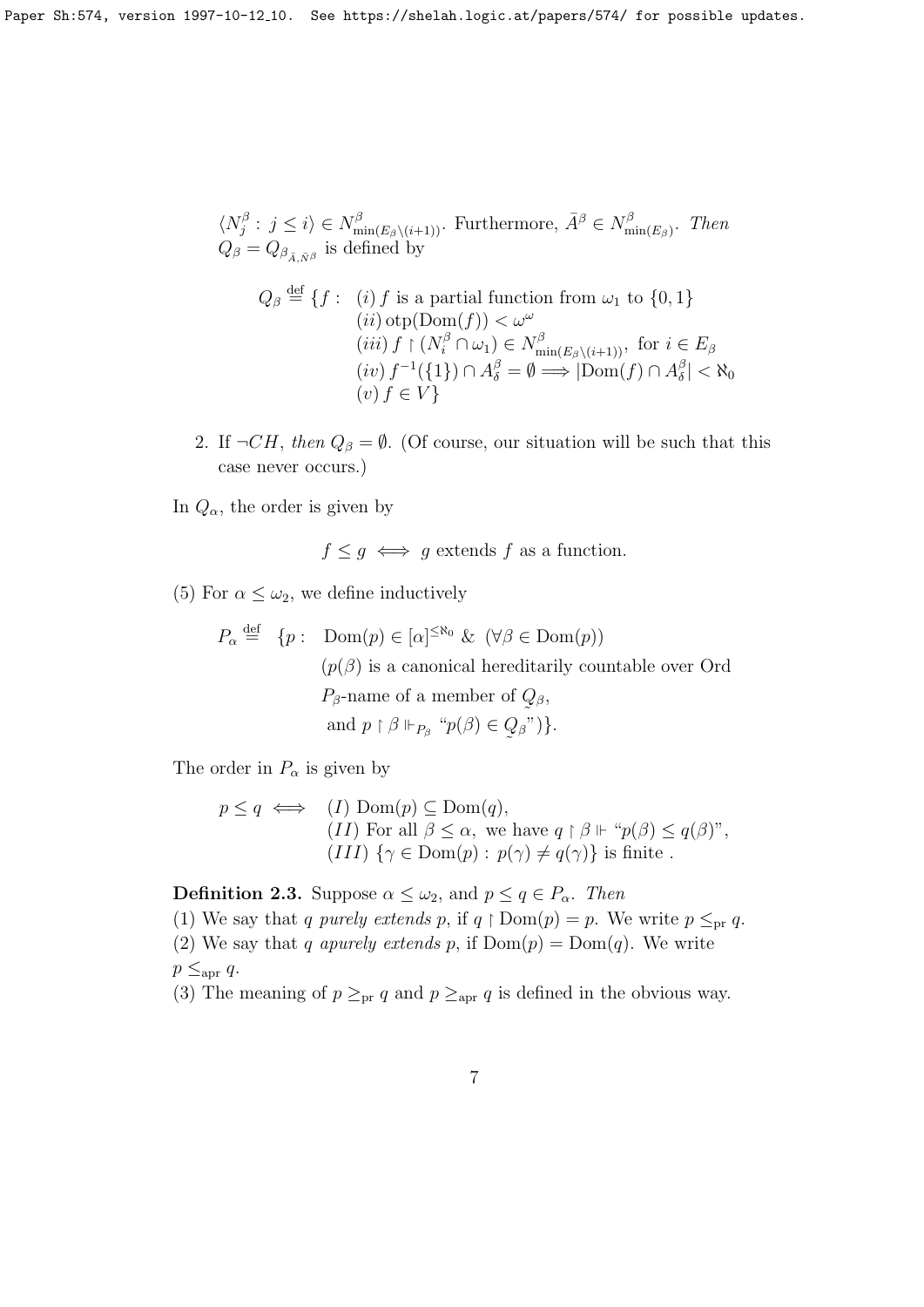$\langle N^\beta_j : j \le i\rangle \in N^\beta_{\min(E_\beta \setminus (i+1))}$. Furthermore, $\bar{A}^\beta \in N^\beta_{\min(E_\beta)}$. *Then* $Q_\beta = Q_{\beta_{\bar{A},\bar{N}^\beta}}$ is defined by

$$
\begin{aligned}
Q_\beta \stackrel{\rm def}{=} \{f: \ & (i)\, f \text{ is a partial function from } \omega_1 \text{ to } \{0,1\}\\
& (ii)\, \mathrm{otp}(\mathrm{Dom}(f)) < \omega^\omega\\
& (iii)\, f \restriction (N^\beta_i \cap \omega_1) \in N^\beta_{\min(E_\beta\setminus(i+1))}, \text{ for } i \in E_\beta\\
& (iv)\, f^{-1}(\{1\}) \cap A^\beta_\delta = \emptyset \Longrightarrow |\mathrm{Dom}(f) \cap A^\beta_\delta| < \aleph_0\\
& (v)\, f \in V\}
\end{aligned}
$$

2. If $\neg CH$, *then* $Q_\beta = \emptyset$. (Of course, our situation will be such that this case never occurs.)

In $Q_\alpha$, the order is given by

$$f \le g \iff g \text{ extends } f \text{ as a function.}$$

(5) For $\alpha \le \omega_2$, we define inductively

$$
\begin{aligned}
P_\alpha \stackrel{\rm def}{=} \ \{p: \ & \mathrm{Dom}(p) \in [\alpha]^{\le\aleph_0} \ \& \ (\forall \beta \in \mathrm{Dom}(p))\\
& (p(\beta) \text{ is a canonical hereditarily countable over Ord}\\
& P_\beta\text{-name of a member of } \underset{\sim}{Q}_\beta,\\
& \text{and } p \restriction \beta \Vdash_{P_\beta} \text{“}p(\beta) \in \underset{\sim}{Q}_\beta\text{”})\}.
\end{aligned}
$$

The order in $P_\alpha$ is given by

$$
\begin{aligned}
p \le q \iff \ & (I)\ \mathrm{Dom}(p) \subseteq \mathrm{Dom}(q),\\
& (II) \text{ For all } \beta \le \alpha, \text{ we have } q \restriction \beta \Vdash \text{“}p(\beta) \le q(\beta)\text{”},\\
& (III)\ \{\gamma \in \mathrm{Dom}(p) : p(\gamma) \ne q(\gamma)\} \text{ is finite .}
\end{aligned}
$$

**Definition 2.3.** Suppose $\alpha \le \omega_2$, and $p \le q \in P_\alpha$. *Then*

(1) We say that $q$ *purely extends* $p$, if $q \restriction \mathrm{Dom}(p) = p$. We write $p \le_{\rm pr} q$.

(2) We say that $q$ *apurely extends* $p$, if $\mathrm{Dom}(p) = \mathrm{Dom}(q)$. We write $p \le_{\rm apr} q$.

(3) The meaning of $p \ge_{\rm pr} q$ and $p \ge_{\rm apr} q$ is defined in the obvious way.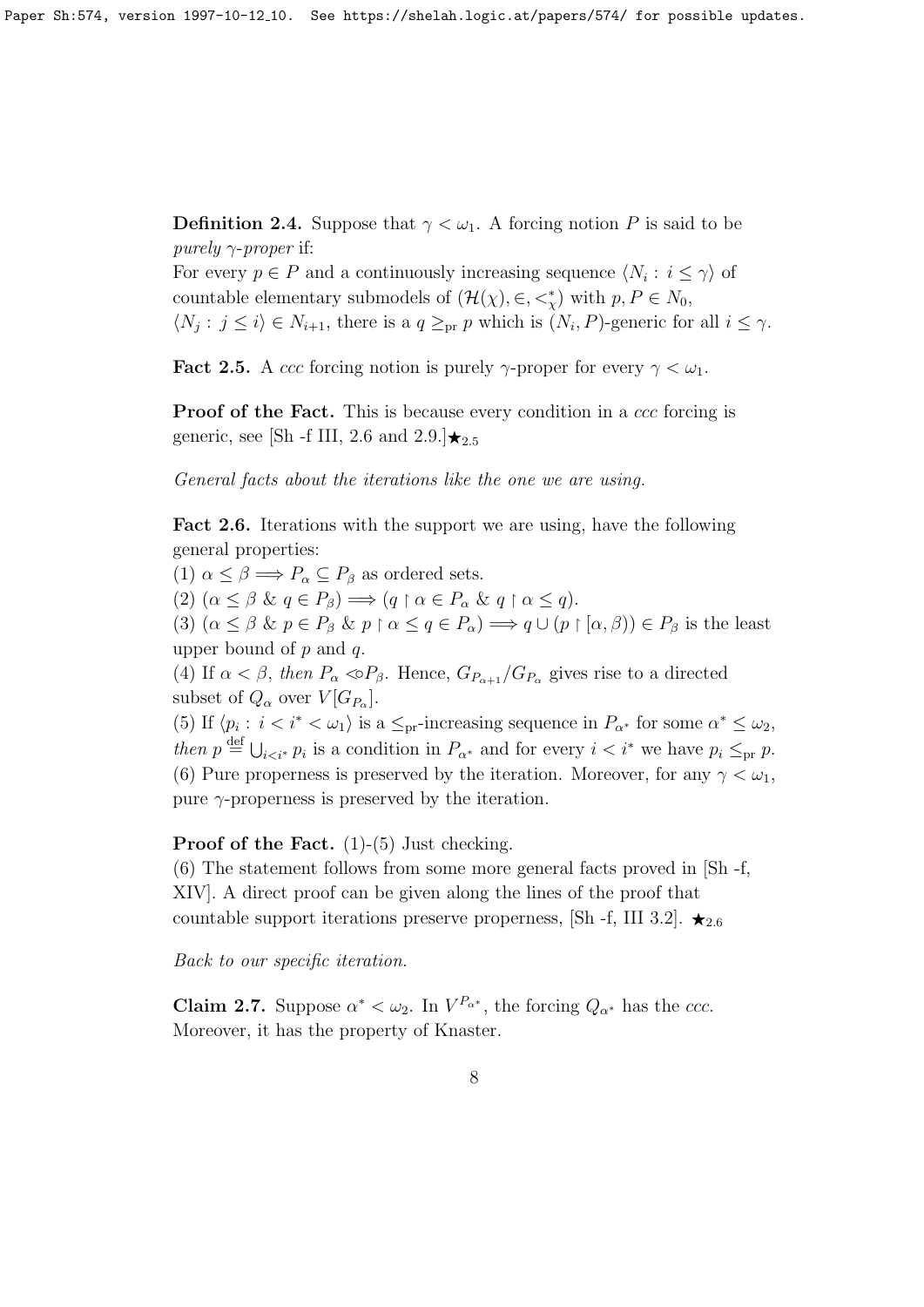**Definition 2.4.** Suppose that $\gamma < \omega_1$. A forcing notion $P$ is said to be *purely $\gamma$-proper* if:
For every $p \in P$ and a continuously increasing sequence $\langle N_i : i \le \gamma \rangle$ of countable elementary submodels of $(\mathcal{H}(\chi), \in, <^*_\chi)$ with $p, P \in N_0$, $\langle N_j : j \le i \rangle \in N_{i+1}$, there is a $q \ge_{\rm pr} p$ which is $(N_i, P)$-generic for all $i \le \gamma$.

**Fact 2.5.** A *ccc* forcing notion is purely $\gamma$-proper for every $\gamma < \omega_1$.

**Proof of the Fact.** This is because every condition in a *ccc* forcing is generic, see [Sh -f III, 2.6 and 2.9.]$\bigstar_{2.5}$

*General facts about the iterations like the one we are using.*

**Fact 2.6.** Iterations with the support we are using, have the following general properties:
(1) $\alpha \le \beta \Longrightarrow P_\alpha \subseteq P_\beta$ as ordered sets.
(2) $(\alpha \le \beta \ \& \ q \in P_\beta) \Longrightarrow (q \restriction \alpha \in P_\alpha \ \& \ q \restriction \alpha \le q)$.
(3) $(\alpha \le \beta \ \& \ p \in P_\beta \ \& \ p \restriction \alpha \le q \in P_\alpha) \Longrightarrow q \cup (p \restriction [\alpha, \beta)) \in P_\beta$ is the least upper bound of $p$ and $q$.
(4) If $\alpha < \beta$, *then* $P_\alpha \lessdot P_\beta$. Hence, $G_{P_{\alpha+1}}/G_{P_\alpha}$ gives rise to a directed subset of $Q_\alpha$ over $V[G_{P_\alpha}]$.
(5) If $\langle p_i : i < i^* < \omega_1 \rangle$ is a $\le_{\rm pr}$-increasing sequence in $P_{\alpha^*}$ for some $\alpha^* \le \omega_2$, *then* $p \stackrel{\rm def}{=} \bigcup_{i<i^*} p_i$ is a condition in $P_{\alpha^*}$ and for every $i < i^*$ we have $p_i \le_{\rm pr} p$.
(6) Pure properness is preserved by the iteration. Moreover, for any $\gamma < \omega_1$, pure $\gamma$-properness is preserved by the iteration.

**Proof of the Fact.** (1)-(5) Just checking.
(6) The statement follows from some more general facts proved in [Sh -f, XIV]. A direct proof can be given along the lines of the proof that countable support iterations preserve properness, [Sh -f, III 3.2]. $\bigstar_{2.6}$

*Back to our specific iteration.*

**Claim 2.7.** Suppose $\alpha^* < \omega_2$. In $V^{P_{\alpha^*}}$, the forcing $Q_{\alpha^*}$ has the *ccc*. Moreover, it has the property of Knaster.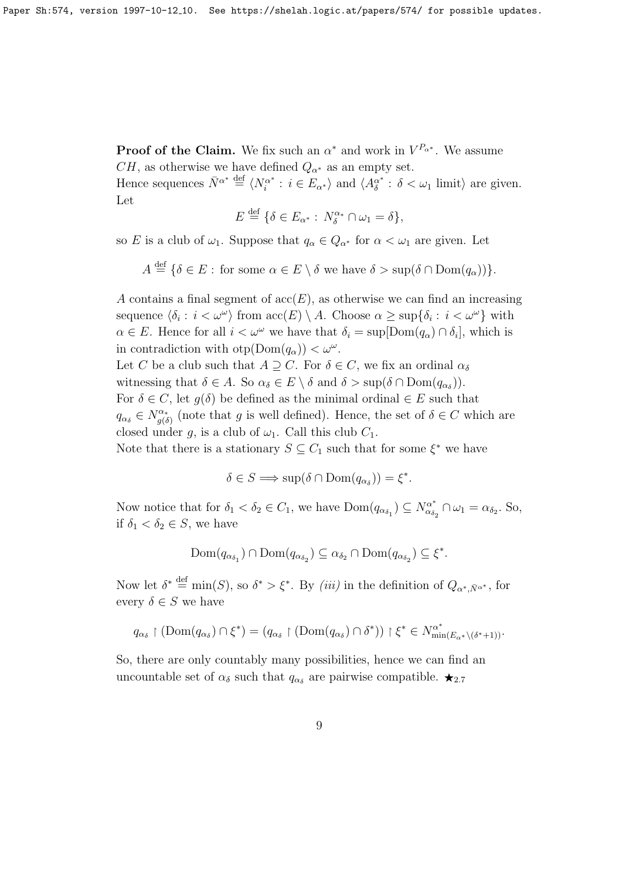**Proof of the Claim.** We fix such an $\alpha^*$ and work in $V^{P_{\alpha^*}}$. We assume $CH$, as otherwise we have defined $Q_{\alpha^*}$ as an empty set.
Hence sequences $\bar{N}^{\alpha^*} \stackrel{\text{def}}{=} \langle N_i^{\alpha^*} : i \in E_{\alpha^*} \rangle$ and $\langle A_\delta^{\alpha^*} : \delta < \omega_1 \text{ limit} \rangle$ are given. Let

$$E \stackrel{\text{def}}{=} \{\delta \in E_{\alpha^*} : N_\delta^{\alpha_*} \cap \omega_1 = \delta\},$$

so $E$ is a club of $\omega_1$. Suppose that $q_\alpha \in Q_{\alpha^*}$ for $\alpha < \omega_1$ are given. Let

$$A \stackrel{\text{def}}{=} \{\delta \in E : \text{for some } \alpha \in E \setminus \delta \text{ we have } \delta > \sup(\delta \cap \mathrm{Dom}(q_\alpha))\}.$$

$A$ contains a final segment of $\mathrm{acc}(E)$, as otherwise we can find an increasing sequence $\langle \delta_i : i < \omega^\omega \rangle$ from $\mathrm{acc}(E) \setminus A$. Choose $\alpha \geq \sup\{\delta_i : i < \omega^\omega\}$ with $\alpha \in E$. Hence for all $i < \omega^\omega$ we have that $\delta_i = \sup[\mathrm{Dom}(q_\alpha) \cap \delta_i]$, which is in contradiction with $\mathrm{otp}(\mathrm{Dom}(q_\alpha)) < \omega^\omega$.
Let $C$ be a club such that $A \supseteq C$. For $\delta \in C$, we fix an ordinal $\alpha_\delta$ witnessing that $\delta \in A$. So $\alpha_\delta \in E \setminus \delta$ and $\delta > \sup(\delta \cap \mathrm{Dom}(q_{\alpha_\delta}))$.
For $\delta \in C$, let $g(\delta)$ be defined as the minimal ordinal $\in E$ such that $q_{\alpha_\delta} \in N_{g(\delta)}^{\alpha_*}$ (note that $g$ is well defined). Hence, the set of $\delta \in C$ which are closed under $g$, is a club of $\omega_1$. Call this club $C_1$.
Note that there is a stationary $S \subseteq C_1$ such that for some $\xi^*$ we have

$$\delta \in S \Longrightarrow \sup(\delta \cap \mathrm{Dom}(q_{\alpha_\delta})) = \xi^*.$$

Now notice that for $\delta_1 < \delta_2 \in C_1$, we have $\mathrm{Dom}(q_{\alpha_{\delta_1}}) \subseteq N_{\alpha_{\delta_2}}^{\alpha^*} \cap \omega_1 = \alpha_{\delta_2}$. So, if $\delta_1 < \delta_2 \in S$, we have

$$\mathrm{Dom}(q_{\alpha_{\delta_1}}) \cap \mathrm{Dom}(q_{\alpha_{\delta_2}}) \subseteq \alpha_{\delta_2} \cap \mathrm{Dom}(q_{\alpha_{\delta_2}}) \subseteq \xi^*.$$

Now let $\delta^* \stackrel{\text{def}}{=} \min(S)$, so $\delta^* > \xi^*$. By *(iii)* in the definition of $Q_{\alpha^*, \bar{N}^{\alpha^*}}$, for every $\delta \in S$ we have

$$q_{\alpha_\delta} \restriction (\mathrm{Dom}(q_{\alpha_\delta}) \cap \xi^*) = (q_{\alpha_\delta} \restriction (\mathrm{Dom}(q_{\alpha_\delta}) \cap \delta^*)) \restriction \xi^* \in N^{\alpha^*}_{\min(E_{\alpha^*} \setminus (\delta^*+1))}.$$

So, there are only countably many possibilities, hence we can find an uncountable set of $\alpha_\delta$ such that $q_{\alpha_\delta}$ are pairwise compatible. $\bigstar_{2.7}$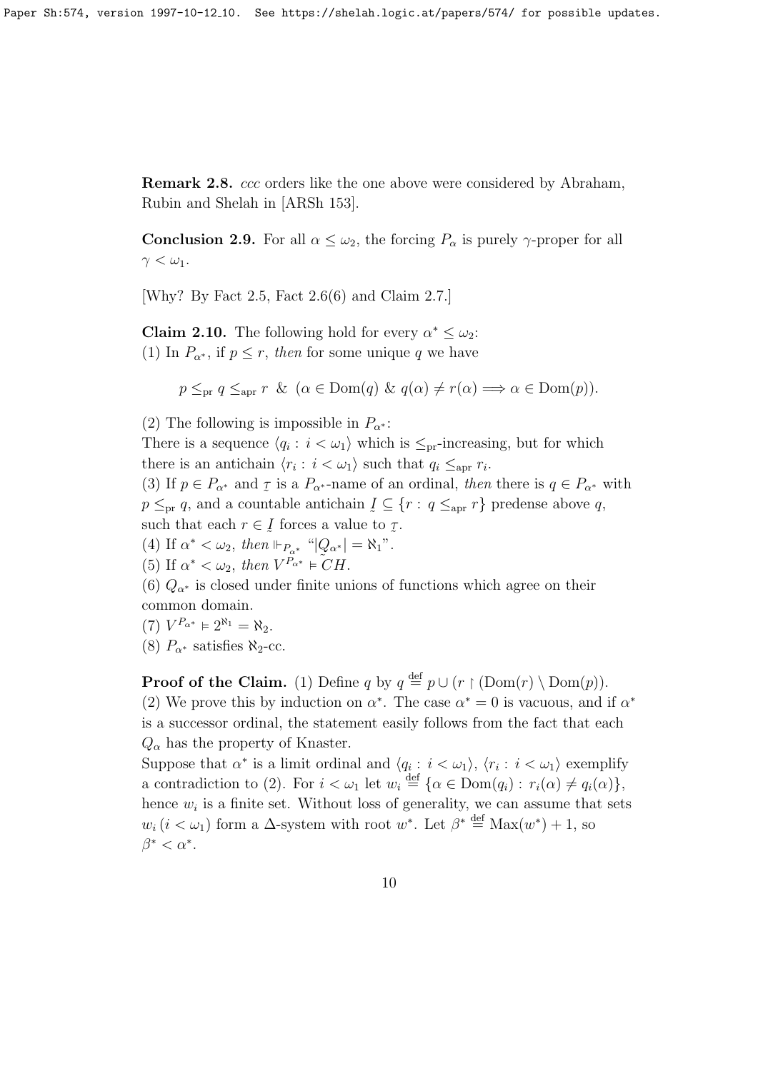**Remark 2.8.** *ccc* orders like the one above were considered by Abraham, Rubin and Shelah in [ARSh 153].

**Conclusion 2.9.** For all $\alpha \le \omega_2$, the forcing $P_\alpha$ is purely $\gamma$-proper for all $\gamma < \omega_1$.

[Why? By Fact 2.5, Fact 2.6(6) and Claim 2.7.]

**Claim 2.10.** The following hold for every $\alpha^* \le \omega_2$:
(1) In $P_{\alpha^*}$, if $p \le r$, *then* for some unique $q$ we have

$$p \le_{\rm pr} q \le_{\rm apr} r \;\&\; (\alpha \in {\rm Dom}(q) \;\&\; q(\alpha) \ne r(\alpha) \Longrightarrow \alpha \in {\rm Dom}(p)).$$

(2) The following is impossible in $P_{\alpha^*}$:
There is a sequence $\langle q_i : i < \omega_1 \rangle$ which is $\le_{\rm pr}$-increasing, but for which there is an antichain $\langle r_i : i < \omega_1 \rangle$ such that $q_i \le_{\rm apr} r_i$.
(3) If $p \in P_{\alpha^*}$ and $\underset{\sim}{\tau}$ is a $P_{\alpha^*}$-name of an ordinal, *then* there is $q \in P_{\alpha^*}$ with $p \le_{\rm pr} q$, and a countable antichain $\underset{\sim}{I} \subseteq \{r : q \le_{\rm apr} r\}$ predense above $q$, such that each $r \in \underset{\sim}{I}$ forces a value to $\underset{\sim}{\tau}$.
(4) If $\alpha^* < \omega_2$, *then* $\Vdash_{P_{\alpha^*}}$ "$|\underset{\sim}{Q}_{\alpha^*}| = \aleph_1$".
(5) If $\alpha^* < \omega_2$, *then* $V^{P_{\alpha^*}} \vDash CH$.
(6) $Q_{\alpha^*}$ is closed under finite unions of functions which agree on their common domain.
(7) $V^{P_{\alpha^*}} \vDash 2^{\aleph_1} = \aleph_2$.
(8) $P_{\alpha^*}$ satisfies $\aleph_2$-cc.

**Proof of the Claim.** (1) Define $q$ by $q \overset{\rm def}{=} p \cup (r \restriction ({\rm Dom}(r) \setminus {\rm Dom}(p))$.
(2) We prove this by induction on $\alpha^*$. The case $\alpha^* = 0$ is vacuous, and if $\alpha^*$ is a successor ordinal, the statement easily follows from the fact that each $Q_\alpha$ has the property of Knaster.
Suppose that $\alpha^*$ is a limit ordinal and $\langle q_i : i < \omega_1 \rangle$, $\langle r_i : i < \omega_1 \rangle$ exemplify a contradiction to (2). For $i < \omega_1$ let $w_i \overset{\rm def}{=} \{\alpha \in {\rm Dom}(q_i) : r_i(\alpha) \ne q_i(\alpha)\}$, hence $w_i$ is a finite set. Without loss of generality, we can assume that sets $w_i \, (i < \omega_1)$ form a $\Delta$-system with root $w^*$. Let $\beta^* \overset{\rm def}{=} {\rm Max}(w^*) + 1$, so $\beta^* < \alpha^*$.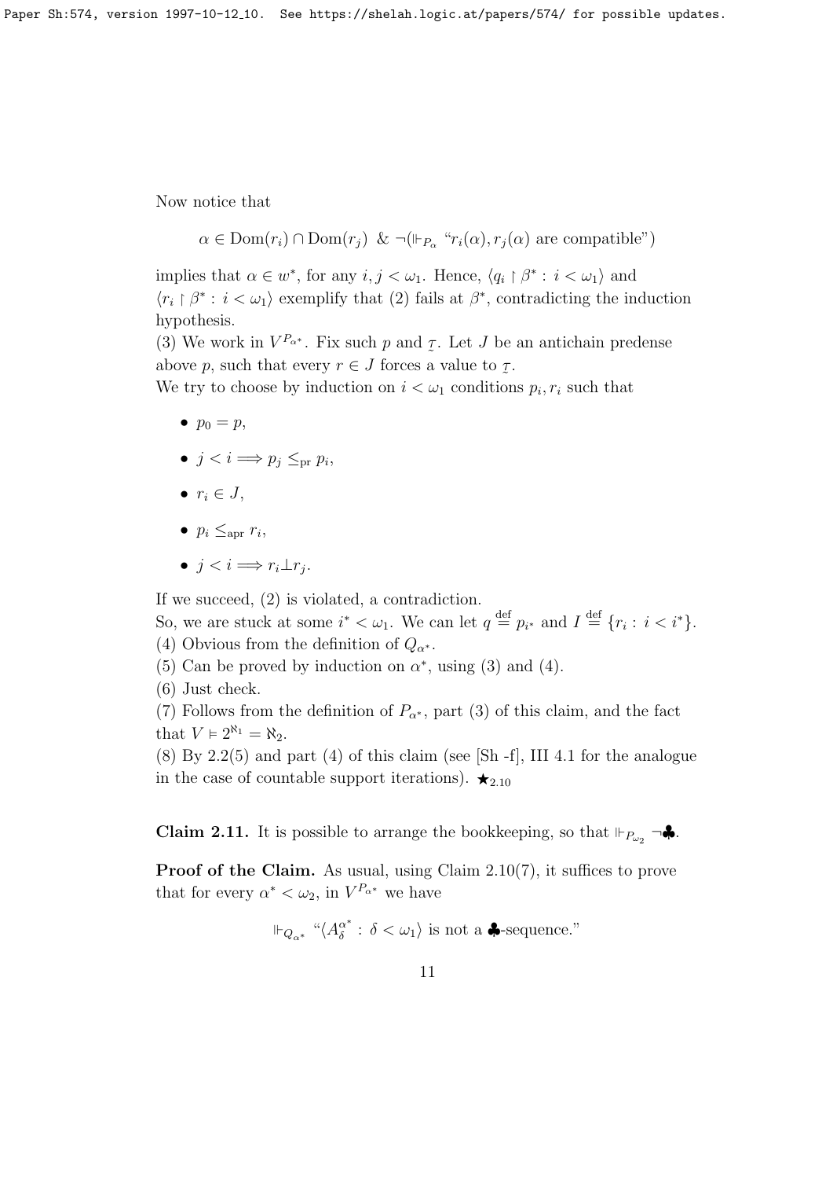Now notice that

$$\alpha \in \mathrm{Dom}(r_i) \cap \mathrm{Dom}(r_j) \;\; \& \;\; \neg(\Vdash_{P_\alpha} \text{“}r_i(\alpha), r_j(\alpha) \text{ are compatible”})$$

implies that $\alpha \in w^*$, for any $i, j < \omega_1$. Hence, $\langle q_i \restriction \beta^* : i < \omega_1 \rangle$ and $\langle r_i \restriction \beta^* : i < \omega_1 \rangle$ exemplify that (2) fails at $\beta^*$, contradicting the induction hypothesis.

(3) We work in $V^{P_{\alpha^*}}$. Fix such $p$ and $\underset{\sim}{\tau}$. Let $J$ be an antichain predense above $p$, such that every $r \in J$ forces a value to $\underset{\sim}{\tau}$.

We try to choose by induction on $i < \omega_1$ conditions $p_i, r_i$ such that

- $p_0 = p$,
- $j < i \Longrightarrow p_j \leq_{\mathrm{pr}} p_i$,
- $r_i \in J$,
- $p_i \leq_{\mathrm{apr}} r_i$,
- $j < i \Longrightarrow r_i \perp r_j$.

If we succeed, (2) is violated, a contradiction.

So, we are stuck at some $i^* < \omega_1$. We can let $q \overset{\mathrm{def}}{=} p_{i^*}$ and $I \overset{\mathrm{def}}{=} \{r_i : i < i^*\}$.

(4) Obvious from the definition of $Q_{\alpha^*}$.

(5) Can be proved by induction on $\alpha^*$, using (3) and (4).

(6) Just check.

(7) Follows from the definition of $P_{\alpha^*}$, part (3) of this claim, and the fact that $V \models 2^{\aleph_1} = \aleph_2$.

(8) By 2.2(5) and part (4) of this claim (see [Sh -f], III 4.1 for the analogue in the case of countable support iterations). $\bigstar_{2.10}$

**Claim 2.11.** It is possible to arrange the bookkeeping, so that $\Vdash_{P_{\omega_2}} \neg\clubsuit$.

**Proof of the Claim.** As usual, using Claim 2.10(7), it suffices to prove that for every $\alpha^* < \omega_2$, in $V^{P_{\alpha^*}}$ we have

$$\Vdash_{Q_{\alpha^*}} \text{“}\langle A^{\alpha^*}_\delta : \delta < \omega_1 \rangle \text{ is not a } \clubsuit\text{-sequence.”}$$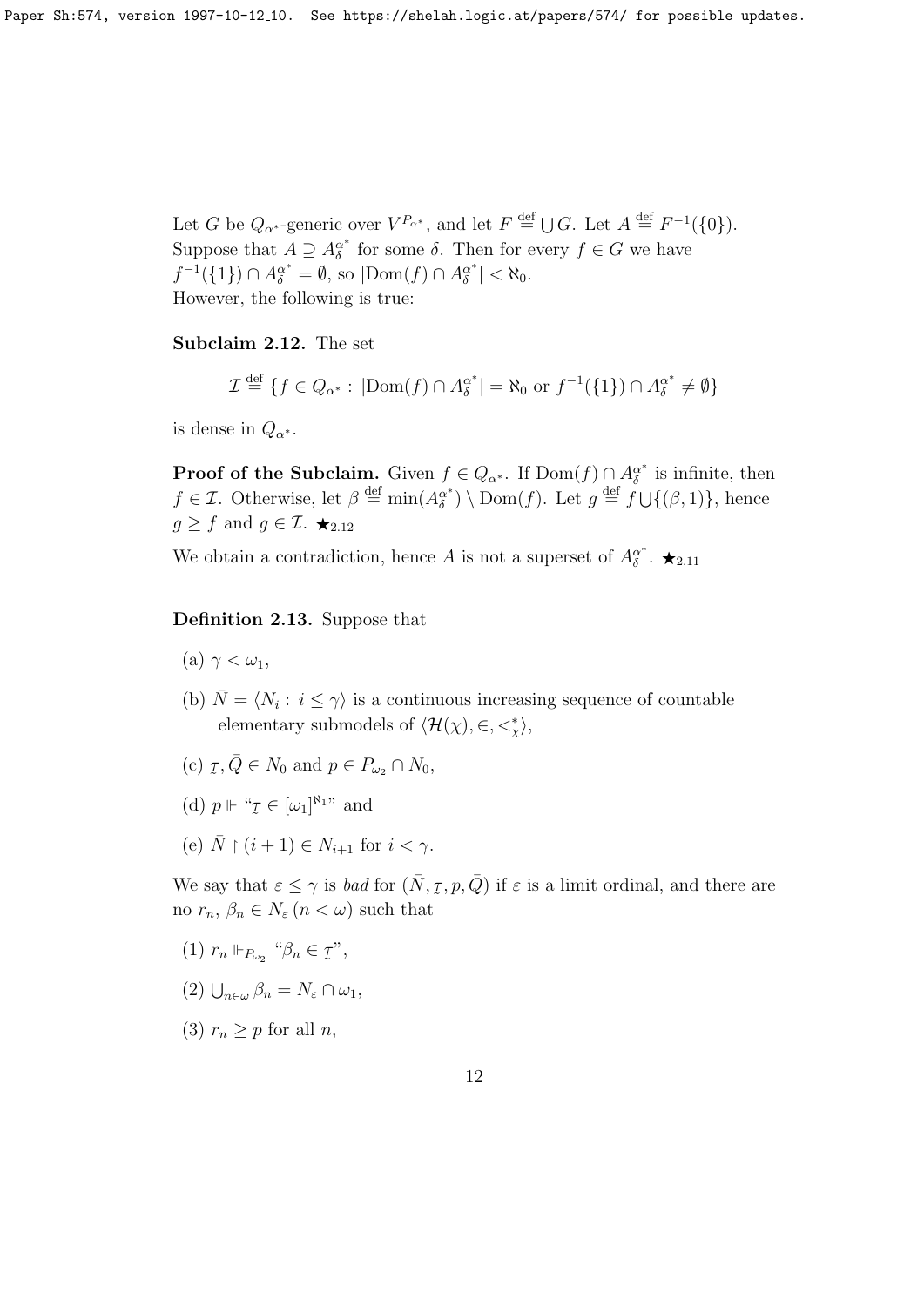Let $G$ be $Q_{\alpha^*}$-generic over $V^{P_{\alpha^*}}$, and let $F \stackrel{\text{def}}{=} \bigcup G$. Let $A \stackrel{\text{def}}{=} F^{-1}(\{0\})$. Suppose that $A \supseteq A^{\alpha^*}_\delta$ for some $\delta$. Then for every $f \in G$ we have $f^{-1}(\{1\}) \cap A^{\alpha^*}_\delta = \emptyset$, so $|\mathrm{Dom}(f) \cap A^{\alpha^*}_\delta| < \aleph_0$.
However, the following is true:

**Subclaim 2.12.** The set

$$\mathcal{I} \stackrel{\text{def}}{=} \{f \in Q_{\alpha^*} : |\mathrm{Dom}(f) \cap A^{\alpha^*}_\delta| = \aleph_0 \text{ or } f^{-1}(\{1\}) \cap A^{\alpha^*}_\delta \neq \emptyset\}$$

is dense in $Q_{\alpha^*}$.

**Proof of the Subclaim.** Given $f \in Q_{\alpha^*}$. If $\mathrm{Dom}(f) \cap A^{\alpha^*}_\delta$ is infinite, then $f \in \mathcal{I}$. Otherwise, let $\beta \stackrel{\text{def}}{=} \min(A^{\alpha^*}_\delta) \setminus \mathrm{Dom}(f)$. Let $g \stackrel{\text{def}}{=} f \bigcup \{(\beta, 1)\}$, hence $g \geq f$ and $g \in \mathcal{I}$. $\bigstar_{2.12}$

We obtain a contradiction, hence $A$ is not a superset of $A^{\alpha^*}_\delta$. $\bigstar_{2.11}$

**Definition 2.13.** Suppose that

(a) $\gamma < \omega_1$,

(b) $\bar{N} = \langle N_i : i \leq \gamma \rangle$ is a continuous increasing sequence of countable elementary submodels of $\langle \mathcal{H}(\chi), \in, <^*_\chi \rangle$,

(c) $\underset{\sim}{\tau}, \bar{Q} \in N_0$ and $p \in P_{\omega_2} \cap N_0$,

(d) $p \Vdash$ "$\underset{\sim}{\tau} \in [\omega_1]^{\aleph_1}$" and

(e) $\bar{N} \restriction (i+1) \in N_{i+1}$ for $i < \gamma$.

We say that $\varepsilon \leq \gamma$ is *bad* for $(\bar{N}, \underset{\sim}{\tau}, p, \bar{Q})$ if $\varepsilon$ is a limit ordinal, and there are no $r_n, \beta_n \in N_\varepsilon$ $(n < \omega)$ such that

(1) $r_n \Vdash_{P_{\omega_2}}$ "$\beta_n \in \underset{\sim}{\tau}$",

(2) $\bigcup_{n \in \omega} \beta_n = N_\varepsilon \cap \omega_1$,

(3) $r_n \geq p$ for all $n$,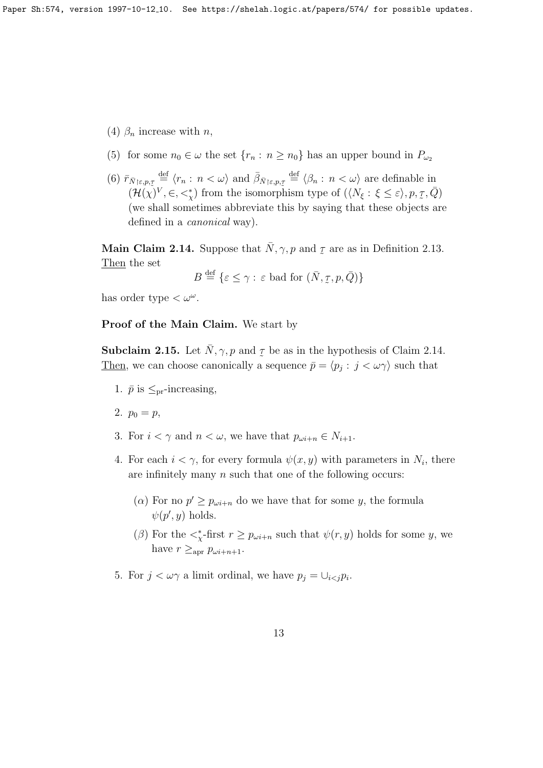(4) $\beta_n$ increase with $n$,

(5) for some $n_0 \in \omega$ the set $\{r_n : n \geq n_0\}$ has an upper bound in $P_{\omega_2}$

(6) $\bar{r}_{\bar{N}\restriction\varepsilon,p,\underset{\sim}{\tau}} \stackrel{\text{def}}{=} \langle r_n : n < \omega \rangle$ and $\bar{\beta}_{\bar{N}\restriction\varepsilon,p,\underset{\sim}{\tau}} \stackrel{\text{def}}{=} \langle \beta_n : n < \omega \rangle$ are definable in $(\mathcal{H}(\chi)^V, \in, <^*_\chi)$ from the isomorphism type of $(\langle N_\xi : \xi \leq \varepsilon \rangle, p, \underset{\sim}{\tau}, \bar{Q})$ (we shall sometimes abbreviate this by saying that these objects are defined in a *canonical* way).

**Main Claim 2.14.** Suppose that $\bar{N}, \gamma, p$ and $\underset{\sim}{\tau}$ are as in Definition 2.13. Then the set

$$B \stackrel{\text{def}}{=} \{\varepsilon \leq \gamma : \varepsilon \text{ bad for } (\bar{N}, \underset{\sim}{\tau}, p, \bar{Q})\}$$

has order type $< \omega^\omega$.

**Proof of the Main Claim.** We start by

**Subclaim 2.15.** Let $\bar{N}, \gamma, p$ and $\underset{\sim}{\tau}$ be as in the hypothesis of Claim 2.14. Then, we can choose canonically a sequence $\bar{p} = \langle p_j : j < \omega\gamma \rangle$ such that

1. $\bar{p}$ is $\leq_{\text{pr}}$-increasing,
2. $p_0 = p$,
3. For $i < \gamma$ and $n < \omega$, we have that $p_{\omega i+n} \in N_{i+1}$.
4. For each $i < \gamma$, for every formula $\psi(x, y)$ with parameters in $N_i$, there are infinitely many $n$ such that one of the following occurs:
   - ($\alpha$) For no $p' \geq p_{\omega i+n}$ do we have that for some $y$, the formula $\psi(p', y)$ holds.
   - ($\beta$) For the $<^*_\chi$-first $r \geq p_{\omega i+n}$ such that $\psi(r, y)$ holds for some $y$, we have $r \geq_{\text{apr}} p_{\omega i+n+1}$.
5. For $j < \omega\gamma$ a limit ordinal, we have $p_j = \cup_{i<j} p_i$.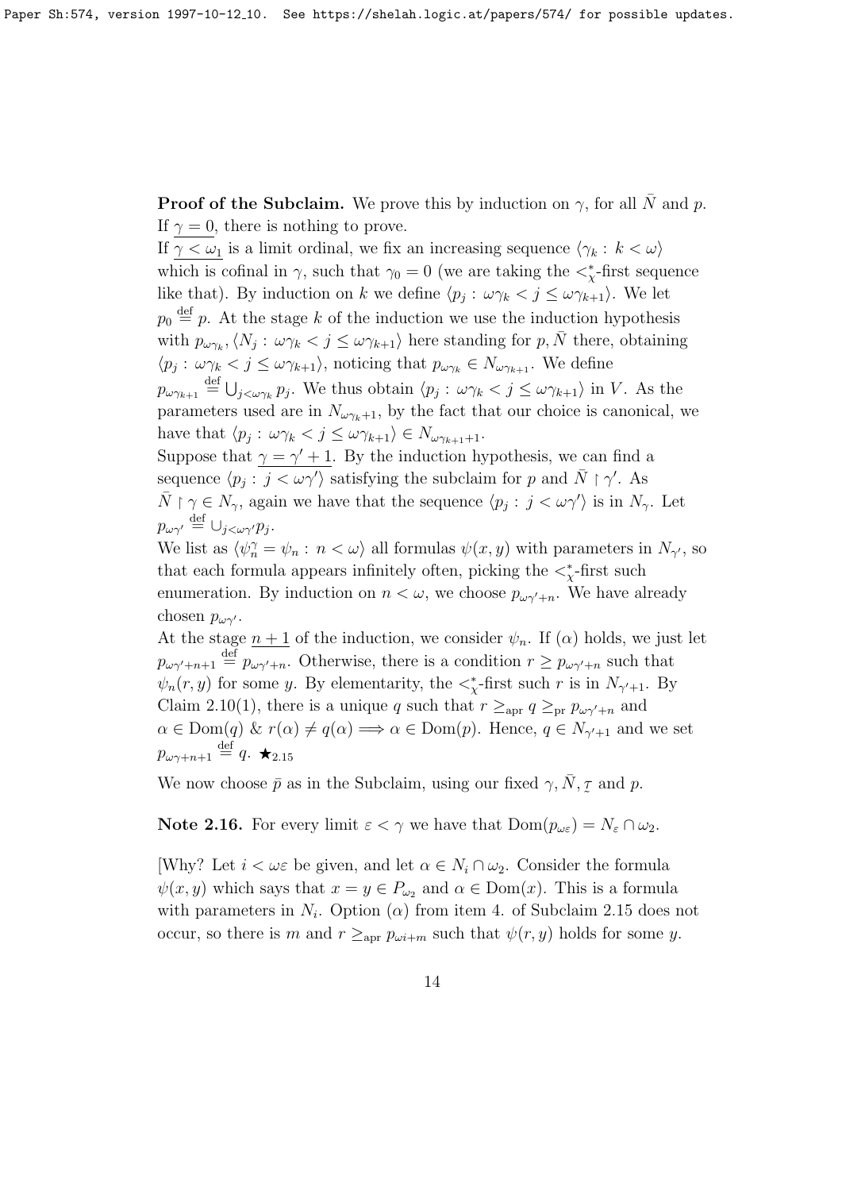**Proof of the Subclaim.** We prove this by induction on $\gamma$, for all $\bar{N}$ and $p$.
If $\underline{\gamma = 0}$, there is nothing to prove.
If $\underline{\gamma < \omega_1}$ is a limit ordinal, we fix an increasing sequence $\langle \gamma_k : k < \omega \rangle$ which is cofinal in $\gamma$, such that $\gamma_0 = 0$ (we are taking the $<^*_\chi$-first sequence like that). By induction on $k$ we define $\langle p_j : \omega\gamma_k < j \leq \omega\gamma_{k+1} \rangle$. We let $p_0 \stackrel{\text{def}}{=} p$. At the stage $k$ of the induction we use the induction hypothesis with $p_{\omega\gamma_k}, \langle N_j : \omega\gamma_k < j \leq \omega\gamma_{k+1} \rangle$ here standing for $p, \bar{N}$ there, obtaining $\langle p_j : \omega\gamma_k < j \leq \omega\gamma_{k+1} \rangle$, noticing that $p_{\omega\gamma_k} \in N_{\omega\gamma_{k+1}}$. We define $p_{\omega\gamma_{k+1}} \stackrel{\text{def}}{=} \bigcup_{j<\omega\gamma_k} p_j$. We thus obtain $\langle p_j : \omega\gamma_k < j \leq \omega\gamma_{k+1} \rangle$ in $V$. As the parameters used are in $N_{\omega\gamma_k+1}$, by the fact that our choice is canonical, we have that $\langle p_j : \omega\gamma_k < j \leq \omega\gamma_{k+1} \rangle \in N_{\omega\gamma_{k+1}+1}$.
Suppose that $\underline{\gamma = \gamma' + 1}$. By the induction hypothesis, we can find a sequence $\langle p_j : j < \omega\gamma' \rangle$ satisfying the subclaim for $p$ and $\bar{N} \restriction \gamma'$. As $\bar{N} \restriction \gamma \in N_\gamma$, again we have that the sequence $\langle p_j : j < \omega\gamma' \rangle$ is in $N_\gamma$. Let $p_{\omega\gamma'} \stackrel{\text{def}}{=} \cup_{j<\omega\gamma'} p_j$.
We list as $\langle \psi^\gamma_n = \psi_n : n < \omega \rangle$ all formulas $\psi(x, y)$ with parameters in $N_{\gamma'}$, so that each formula appears infinitely often, picking the $<^*_\chi$-first such enumeration. By induction on $n < \omega$, we choose $p_{\omega\gamma'+n}$. We have already chosen $p_{\omega\gamma'}$.
At the stage $\underline{n+1}$ of the induction, we consider $\psi_n$. If $(\alpha)$ holds, we just let $p_{\omega\gamma'+n+1} \stackrel{\text{def}}{=} p_{\omega\gamma'+n}$. Otherwise, there is a condition $r \geq p_{\omega\gamma'+n}$ such that $\psi_n(r, y)$ for some $y$. By elementarity, the $<^*_\chi$-first such $r$ is in $N_{\gamma'+1}$. By Claim 2.10(1), there is a unique $q$ such that $r \geq_{\rm apr} q \geq_{\rm pr} p_{\omega\gamma'+n}$ and $\alpha \in \mathrm{Dom}(q)$ & $r(\alpha) \neq q(\alpha) \Longrightarrow \alpha \in \mathrm{Dom}(p)$. Hence, $q \in N_{\gamma'+1}$ and we set $p_{\omega\gamma+n+1} \stackrel{\text{def}}{=} q$. $\bigstar_{2.15}$

We now choose $\bar{p}$ as in the Subclaim, using our fixed $\gamma, \bar{N}, \underset{\sim}{\tau}$ and $p$.

**Note 2.16.** For every limit $\varepsilon < \gamma$ we have that $\mathrm{Dom}(p_{\omega\varepsilon}) = N_\varepsilon \cap \omega_2$.

[Why? Let $i < \omega\varepsilon$ be given, and let $\alpha \in N_i \cap \omega_2$. Consider the formula $\psi(x, y)$ which says that $x = y \in P_{\omega_2}$ and $\alpha \in \mathrm{Dom}(x)$. This is a formula with parameters in $N_i$. Option $(\alpha)$ from item 4. of Subclaim 2.15 does not occur, so there is $m$ and $r \geq_{\rm apr} p_{\omega i+m}$ such that $\psi(r, y)$ holds for some $y$.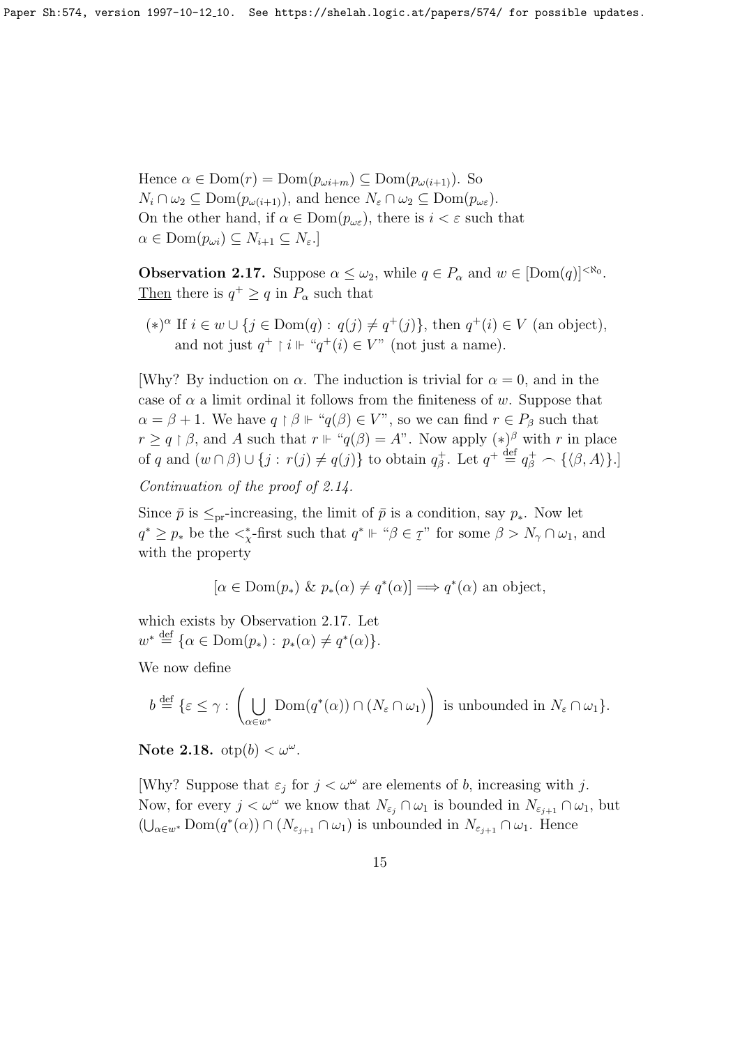Hence $\alpha \in \mathrm{Dom}(r) = \mathrm{Dom}(p_{\omega i+m}) \subseteq \mathrm{Dom}(p_{\omega(i+1)})$. So $N_i \cap \omega_2 \subseteq \mathrm{Dom}(p_{\omega(i+1)})$, and hence $N_\varepsilon \cap \omega_2 \subseteq \mathrm{Dom}(p_{\omega\varepsilon})$.
On the other hand, if $\alpha \in \mathrm{Dom}(p_{\omega\varepsilon})$, there is $i < \varepsilon$ such that $\alpha \in \mathrm{Dom}(p_{\omega i}) \subseteq N_{i+1} \subseteq N_\varepsilon$.]

**Observation 2.17.** Suppose $\alpha \leq \omega_2$, while $q \in P_\alpha$ and $w \in [\mathrm{Dom}(q)]^{<\aleph_0}$. Then there is $q^+ \geq q$ in $P_\alpha$ such that

$(*)^\alpha$ If $i \in w \cup \{j \in \mathrm{Dom}(q) : q(j) \neq q^+(j)\}$, then $q^+(i) \in V$ (an object), and not just $q^+ \restriction i \Vdash$ "$q^+(i) \in V$" (not just a name).

[Why? By induction on $\alpha$. The induction is trivial for $\alpha = 0$, and in the case of $\alpha$ a limit ordinal it follows from the finiteness of $w$. Suppose that $\alpha = \beta + 1$. We have $q \restriction \beta \Vdash$ "$q(\beta) \in V$", so we can find $r \in P_\beta$ such that $r \geq q \restriction \beta$, and $A$ such that $r \Vdash$ "$q(\beta) = A$". Now apply $(*)^\beta$ with $r$ in place of $q$ and $(w \cap \beta) \cup \{j : r(j) \neq q(j)\}$ to obtain $q^+_\beta$. Let $q^+ \stackrel{\text{def}}{=} q^+_\beta \frown \{\langle \beta, A\rangle\}$.]

*Continuation of the proof of 2.14.*

Since $\bar{p}$ is $\leq_{\mathrm{pr}}$-increasing, the limit of $\bar{p}$ is a condition, say $p_*$. Now let $q^* \geq p_*$ be the $<^*_\chi$-first such that $q^* \Vdash$ "$\beta \in \underset{\sim}{\tau}$" for some $\beta > N_\gamma \cap \omega_1$, and with the property

$$[\alpha \in \mathrm{Dom}(p_*) \ \& \ p_*(\alpha) \neq q^*(\alpha)] \Longrightarrow q^*(\alpha) \text{ an object},$$

which exists by Observation 2.17. Let $w^* \stackrel{\text{def}}{=} \{\alpha \in \mathrm{Dom}(p_*) : p_*(\alpha) \neq q^*(\alpha)\}$.

We now define

$$b \stackrel{\text{def}}{=} \{\varepsilon \leq \gamma : \left(\bigcup_{\alpha \in w^*} \mathrm{Dom}(q^*(\alpha)) \cap (N_\varepsilon \cap \omega_1)\right) \text{ is unbounded in } N_\varepsilon \cap \omega_1\}.$$

**Note 2.18.** $\mathrm{otp}(b) < \omega^\omega$.

[Why? Suppose that $\varepsilon_j$ for $j < \omega^\omega$ are elements of $b$, increasing with $j$. Now, for every $j < \omega^\omega$ we know that $N_{\varepsilon_j} \cap \omega_1$ is bounded in $N_{\varepsilon_{j+1}} \cap \omega_1$, but $(\bigcup_{\alpha \in w^*} \mathrm{Dom}(q^*(\alpha)) \cap (N_{\varepsilon_{j+1}} \cap \omega_1)$ is unbounded in $N_{\varepsilon_{j+1}} \cap \omega_1$. Hence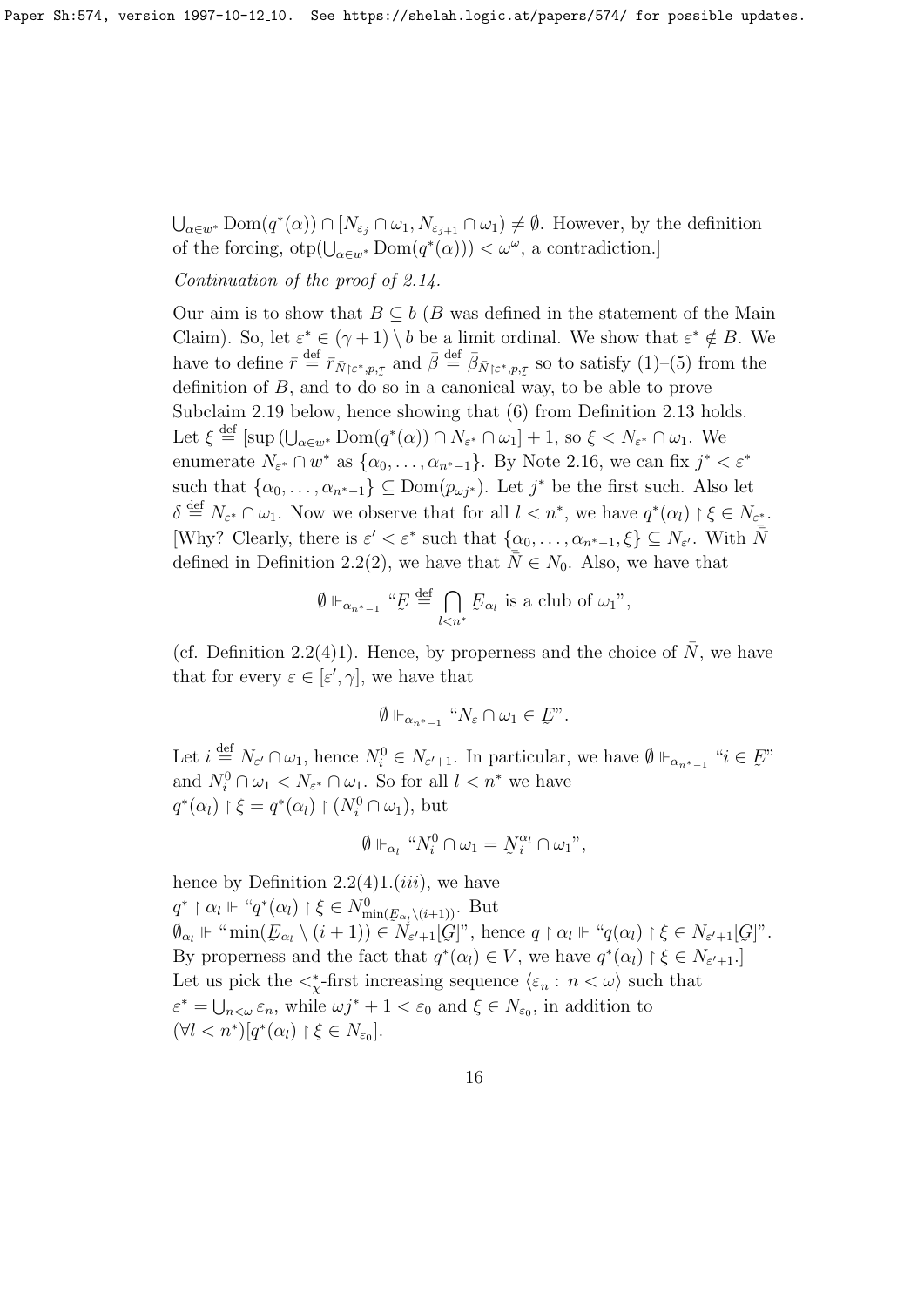$\bigcup_{\alpha\in w^*}\mathrm{Dom}(q^*(\alpha))\cap[N_{\varepsilon_j}\cap\omega_1, N_{\varepsilon_{j+1}}\cap\omega_1)\neq\emptyset$. However, by the definition of the forcing, $\mathrm{otp}(\bigcup_{\alpha\in w^*}\mathrm{Dom}(q^*(\alpha)))<\omega^\omega$, a contradiction.]

*Continuation of the proof of 2.14.*

Our aim is to show that $B\subseteq b$ ($B$ was defined in the statement of the Main Claim). So, let $\varepsilon^*\in(\gamma+1)\setminus b$ be a limit ordinal. We show that $\varepsilon^*\notin B$. We have to define $\bar r\stackrel{\rm def}{=}\bar r_{\bar N\restriction\varepsilon^*,p,\underset{\sim}{T}}$ and $\bar\beta\stackrel{\rm def}{=}\bar\beta_{\bar N\restriction\varepsilon^*,p,\underset{\sim}{T}}$ so to satisfy (1)–(5) from the definition of $B$, and to do so in a canonical way, to be able to prove Subclaim 2.19 below, hence showing that (6) from Definition 2.13 holds. Let $\xi\stackrel{\rm def}{=}[\sup(\bigcup_{\alpha\in w^*}\mathrm{Dom}(q^*(\alpha))\cap N_{\varepsilon^*}\cap\omega_1]+1$, so $\xi<N_{\varepsilon^*}\cap\omega_1$. We enumerate $N_{\varepsilon^*}\cap w^*$ as $\{\alpha_0,\ldots,\alpha_{n^*-1}\}$. By Note 2.16, we can fix $j^*<\varepsilon^*$ such that $\{\alpha_0,\ldots,\alpha_{n^*-1}\}\subseteq\mathrm{Dom}(p_{\omega j^*})$. Let $j^*$ be the first such. Also let $\delta\stackrel{\rm def}{=}N_{\varepsilon^*}\cap\omega_1$. Now we observe that for all $l<n^*$, we have $q^*(\alpha_l)\restriction\xi\in N_{\varepsilon^*}$. [Why? Clearly, there is $\varepsilon'<\varepsilon^*$ such that $\{\alpha_0,\ldots,\alpha_{n^*-1},\xi\}\subseteq N_{\varepsilon'}$. With $\bar{\bar N}$ defined in Definition 2.2(2), we have that $\bar{\bar N}\in N_0$. Also, we have that

$$\emptyset\Vdash_{\alpha_{n^*-1}}\text{“}\underset{\sim}{E}\stackrel{\rm def}{=}\bigcap_{l<n^*}\underset{\sim}{E}_{\alpha_l}\text{ is a club of }\omega_1\text{”},$$

(cf. Definition 2.2(4)1). Hence, by properness and the choice of $\bar N$, we have that for every $\varepsilon\in[\varepsilon',\gamma]$, we have that

$$\emptyset\Vdash_{\alpha_{n^*-1}}\text{“}N_\varepsilon\cap\omega_1\in\underset{\sim}{E}\text{”}.$$

Let $i\stackrel{\rm def}{=}N_{\varepsilon'}\cap\omega_1$, hence $N^0_i\in N_{\varepsilon'+1}$. In particular, we have $\emptyset\Vdash_{\alpha_{n^*-1}}$ “$i\in\underset{\sim}{E}$” and $N^0_i\cap\omega_1<N_{\varepsilon^*}\cap\omega_1$. So for all $l<n^*$ we have $q^*(\alpha_l)\restriction\xi=q^*(\alpha_l)\restriction(N^0_i\cap\omega_1)$, but

$$\emptyset\Vdash_{\alpha_l}\text{“}N^0_i\cap\omega_1=\underset{\sim}{N}^{\alpha_l}_i\cap\omega_1\text{”},$$

hence by Definition 2.2(4)1.$(iii)$, we have $q^*\restriction\alpha_l\Vdash$ “$q^*(\alpha_l)\restriction\xi\in N^0_{\min(\underset{\sim}{E}_{\alpha_l}\setminus(i+1))}$”. But $\emptyset_{\alpha_l}\Vdash$ “$\min(\underset{\sim}{E}_{\alpha_l}\setminus(i+1))\in N_{\varepsilon'+1}[\underset{\sim}{G}]$”, hence $q\restriction\alpha_l\Vdash$ “$q(\alpha_l)\restriction\xi\in N_{\varepsilon'+1}[\underset{\sim}{G}]$”. By properness and the fact that $q^*(\alpha_l)\in V$, we have $q^*(\alpha_l)\restriction\xi\in N_{\varepsilon'+1}$.]

Let us pick the $<^*_\chi$-first increasing sequence $\langle\varepsilon_n:\,n<\omega\rangle$ such that $\varepsilon^*=\bigcup_{n<\omega}\varepsilon_n$, while $\omega j^*+1<\varepsilon_0$ and $\xi\in N_{\varepsilon_0}$, in addition to $(\forall l<n^*)[q^*(\alpha_l)\restriction\xi\in N_{\varepsilon_0}]$.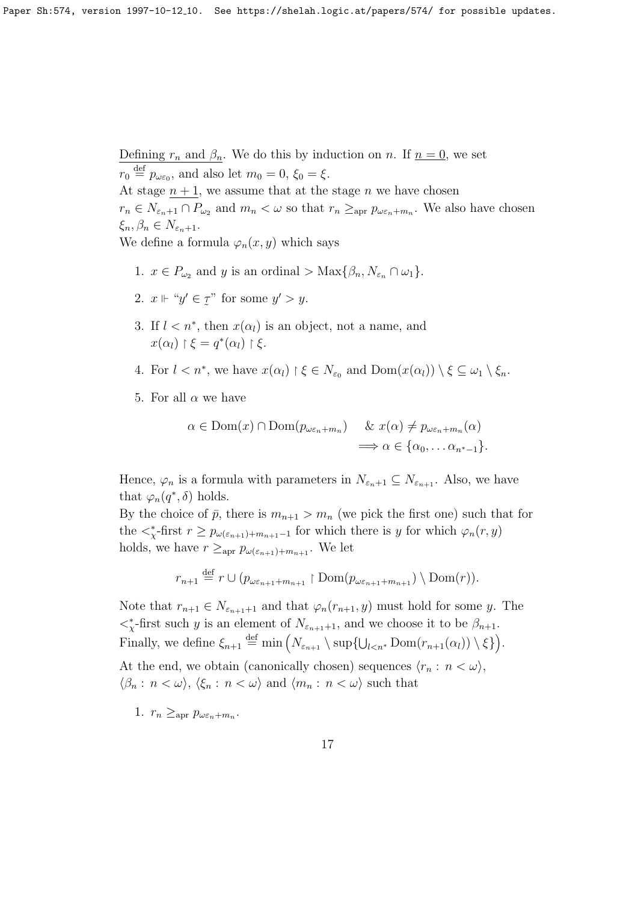<u>Defining $r_n$ and $\beta_n$</u>. We do this by induction on $n$. If <u>$n=0$</u>, we set $r_0 \stackrel{\rm def}{=} p_{\omega\varepsilon_0}$, and also let $m_0 = 0$, $\xi_0 = \xi$.

At stage <u>$n+1$</u>, we assume that at the stage $n$ we have chosen $r_n \in N_{\varepsilon_n+1} \cap P_{\omega_2}$ and $m_n < \omega$ so that $r_n \geq_{\rm apr} p_{\omega\varepsilon_n+m_n}$. We also have chosen $\xi_n, \beta_n \in N_{\varepsilon_n+1}$.

We define a formula $\varphi_n(x,y)$ which says

1. $x \in P_{\omega_2}$ and $y$ is an ordinal $> \mathrm{Max}\{\beta_n, N_{\varepsilon_n} \cap \omega_1\}$.
2. $x \Vdash$ "$y' \in \underset{\sim}{\tau}$" for some $y' > y$.
3. If $l < n^*$, then $x(\alpha_l)$ is an object, not a name, and $x(\alpha_l) \restriction \xi = q^*(\alpha_l) \restriction \xi$.
4. For $l < n^*$, we have $x(\alpha_l) \restriction \xi \in N_{\varepsilon_0}$ and $\mathrm{Dom}(x(\alpha_l)) \setminus \xi \subseteq \omega_1 \setminus \xi_n$.
5. For all $\alpha$ we have

$$\alpha \in \mathrm{Dom}(x) \cap \mathrm{Dom}(p_{\omega\varepsilon_n+m_n}) \quad \& \; x(\alpha) \neq p_{\omega\varepsilon_n+m_n}(\alpha) \Longrightarrow \alpha \in \{\alpha_0, \ldots \alpha_{n^*-1}\}.$$

Hence, $\varphi_n$ is a formula with parameters in $N_{\varepsilon_n+1} \subseteq N_{\varepsilon_{n+1}}$. Also, we have that $\varphi_n(q^*, \delta)$ holds.

By the choice of $\bar{p}$, there is $m_{n+1} > m_n$ (we pick the first one) such that for the $<^*_\chi$-first $r \geq p_{\omega(\varepsilon_{n+1})+m_{n+1}-1}$ for which there is $y$ for which $\varphi_n(r,y)$ holds, we have $r \geq_{\rm apr} p_{\omega(\varepsilon_{n+1})+m_{n+1}}$. We let

$$r_{n+1} \stackrel{\rm def}{=} r \cup (p_{\omega\varepsilon_{n+1}+m_{n+1}} \restriction \mathrm{Dom}(p_{\omega\varepsilon_{n+1}+m_{n+1}}) \setminus \mathrm{Dom}(r)).$$

Note that $r_{n+1} \in N_{\varepsilon_{n+1}+1}$ and that $\varphi_n(r_{n+1}, y)$ must hold for some $y$. The $<^*_\chi$-first such $y$ is an element of $N_{\varepsilon_{n+1}+1}$, and we choose it to be $\beta_{n+1}$. Finally, we define $\xi_{n+1} \stackrel{\rm def}{=} \min\left(N_{\varepsilon_{n+1}} \setminus \sup\{\bigcup_{l<n^*} \mathrm{Dom}(r_{n+1}(\alpha_l)) \setminus \xi\}\right)$.

At the end, we obtain (canonically chosen) sequences $\langle r_n : n < \omega \rangle$, $\langle \beta_n : n < \omega \rangle$, $\langle \xi_n : n < \omega \rangle$ and $\langle m_n : n < \omega \rangle$ such that

1. $r_n \geq_{\rm apr} p_{\omega\varepsilon_n+m_n}$.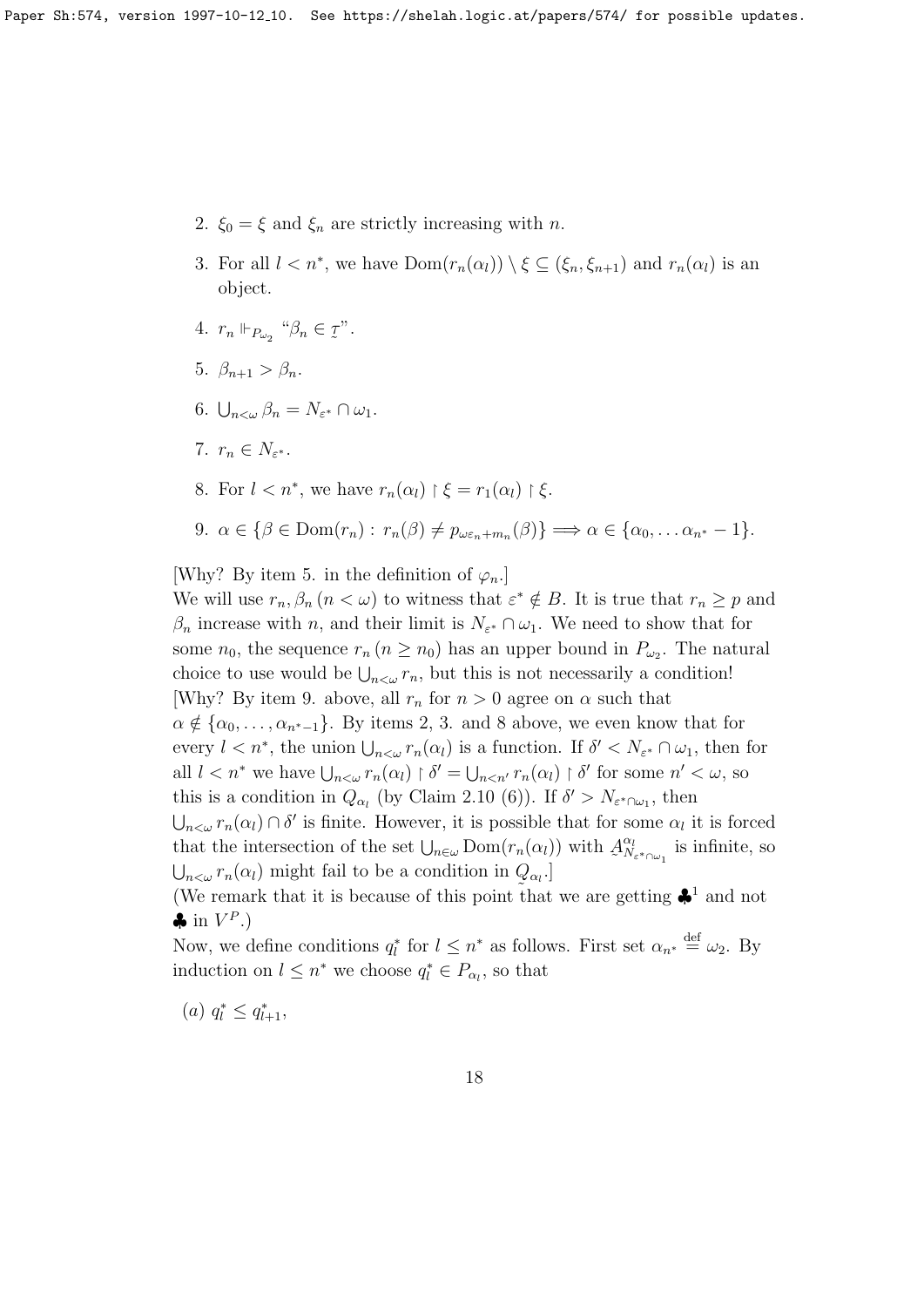2. $\xi_0 = \xi$ and $\xi_n$ are strictly increasing with $n$.

3. For all $l < n^*$, we have $\mathrm{Dom}(r_n(\alpha_l)) \setminus \xi \subseteq (\xi_n, \xi_{n+1})$ and $r_n(\alpha_l)$ is an object.

4. $r_n \Vdash_{P_{\omega_2}}$ "$\beta_n \in \underset{\sim}{T}$".

5. $\beta_{n+1} > \beta_n$.

6. $\bigcup_{n<\omega} \beta_n = N_{\varepsilon^*} \cap \omega_1$.

7. $r_n \in N_{\varepsilon^*}$.

8. For $l < n^*$, we have $r_n(\alpha_l) \restriction \xi = r_1(\alpha_l) \restriction \xi$.

9. $\alpha \in \{\beta \in \mathrm{Dom}(r_n) : r_n(\beta) \neq p_{\omega\varepsilon_n + m_n}(\beta)\} \Longrightarrow \alpha \in \{\alpha_0, \ldots \alpha_{n^*} - 1\}$.

[Why? By item 5. in the definition of $\varphi_n$.]
We will use $r_n, \beta_n\ (n < \omega)$ to witness that $\varepsilon^* \notin B$. It is true that $r_n \geq p$ and $\beta_n$ increase with $n$, and their limit is $N_{\varepsilon^*} \cap \omega_1$. We need to show that for some $n_0$, the sequence $r_n\ (n \geq n_0)$ has an upper bound in $P_{\omega_2}$. The natural choice to use would be $\bigcup_{n<\omega} r_n$, but this is not necessarily a condition!
[Why? By item 9. above, all $r_n$ for $n > 0$ agree on $\alpha$ such that $\alpha \notin \{\alpha_0, \ldots, \alpha_{n^*-1}\}$. By items 2, 3. and 8 above, we even know that for every $l < n^*$, the union $\bigcup_{n<\omega} r_n(\alpha_l)$ is a function. If $\delta' < N_{\varepsilon^*} \cap \omega_1$, then for all $l < n^*$ we have $\bigcup_{n<\omega} r_n(\alpha_l) \restriction \delta' = \bigcup_{n<n'} r_n(\alpha_l) \restriction \delta'$ for some $n' < \omega$, so this is a condition in $Q_{\alpha_l}$ (by Claim 2.10 (6)). If $\delta' > N_{\varepsilon^* \cap \omega_1}$, then $\bigcup_{n<\omega} r_n(\alpha_l) \cap \delta'$ is finite. However, it is possible that for some $\alpha_l$ it is forced that the intersection of the set $\bigcup_{n\in\omega} \mathrm{Dom}(r_n(\alpha_l))$ with $\underset{\sim}{A}^{\alpha_l}_{N_{\varepsilon^*\cap\omega_1}}$ is infinite, so $\bigcup_{n<\omega} r_n(\alpha_l)$ might fail to be a condition in $\underset{\sim}{Q}_{\alpha_l}$.]
(We remark that it is because of this point that we are getting $\clubsuit^1$ and not $\clubsuit$ in $V^P$.)
Now, we define conditions $q^*_l$ for $l \leq n^*$ as follows. First set $\alpha_{n^*} \overset{\mathrm{def}}{=} \omega_2$. By induction on $l \leq n^*$ we choose $q^*_l \in P_{\alpha_l}$, so that

$(a)$ $q^*_l \leq q^*_{l+1}$,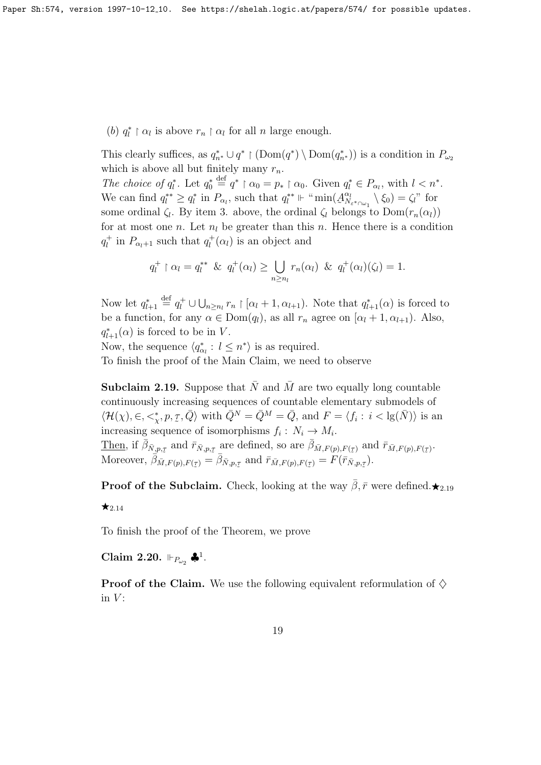(b) $q^*_l \restriction \alpha_l$ is above $r_n \restriction \alpha_l$ for all $n$ large enough.

This clearly suffices, as $q^*_{n^*} \cup q^* \restriction (\mathrm{Dom}(q^*) \setminus \mathrm{Dom}(q^*_{n^*}))$ is a condition in $P_{\omega_2}$ which is above all but finitely many $r_n$.

*The choice of* $q^*_l$. Let $q^*_0 \stackrel{\text{def}}{=} q^* \restriction \alpha_0 = p_* \restriction \alpha_0$. Given $q^*_l \in P_{\alpha_l}$, with $l < n^*$. We can find $q^{**}_l \geq q^*_l$ in $P_{\alpha_l}$, such that $q^{**}_l \Vdash$ "$\min(\underset{\sim}{A}^{\alpha_l}_{N_{\varepsilon^*} \cap \omega_1} \setminus \xi_0) = \zeta_l$" for some ordinal $\zeta_l$. By item 3. above, the ordinal $\zeta_l$ belongs to $\mathrm{Dom}(r_n(\alpha_l))$ for at most one $n$. Let $n_l$ be greater than this $n$. Hence there is a condition $q^+_l$ in $P_{\alpha_l+1}$ such that $q^+_l(\alpha_l)$ is an object and

$$q^+_l \restriction \alpha_l = q^{**}_l \ \ \& \ \ q^+_l(\alpha_l) \geq \bigcup_{n \geq n_l} r_n(\alpha_l) \ \ \& \ \ q^+_l(\alpha_l)(\zeta_l) = 1.$$

Now let $q^*_{l+1} \stackrel{\text{def}}{=} q^+_l \cup \bigcup_{n \geq n_l} r_n \restriction [\alpha_l + 1, \alpha_{l+1})$. Note that $q^*_{l+1}(\alpha)$ is forced to be a function, for any $\alpha \in \mathrm{Dom}(q_l)$, as all $r_n$ agree on $[\alpha_l + 1, \alpha_{l+1})$. Also, $q^*_{l+1}(\alpha)$ is forced to be in $V$.

Now, the sequence $\langle q^*_{\alpha_l} : l \leq n^* \rangle$ is as required.

To finish the proof of the Main Claim, we need to observe

**Subclaim 2.19.** Suppose that $\bar{N}$ and $\bar{M}$ are two equally long countable continuously increasing sequences of countable elementary submodels of $\langle \mathcal{H}(\chi), \in, <^*_\chi, p, \underset{\sim}{\tau}, \bar{Q} \rangle$ with $\bar{Q}^N = \bar{Q}^M = \bar{Q}$, and $F = \langle f_i : i < \lg(\bar{N}) \rangle$ is an increasing sequence of isomorphisms $f_i : N_i \to M_i$.

Then, if $\bar{\beta}_{\bar{N},p,\underset{\sim}{\tau}}$ and $\bar{r}_{\bar{N},p,\underset{\sim}{\tau}}$ are defined, so are $\bar{\beta}_{\bar{M},F(p),F(\underset{\sim}{\tau})}$ and $\bar{r}_{\bar{M},F(p),F(\underset{\sim}{\tau})}$. Moreover, $\bar{\beta}_{\bar{M},F(p),F(\underset{\sim}{\tau})} = \bar{\beta}_{\bar{N},p,\underset{\sim}{\tau}}$ and $\bar{r}_{\bar{M},F(p),F(\underset{\sim}{\tau})} = F(\bar{r}_{\bar{N},p,\underset{\sim}{\tau}})$.

**Proof of the Subclaim.** Check, looking at the way $\bar{\beta}, \bar{r}$ were defined.$\bigstar_{2.19}$

$\bigstar_{2.14}$

To finish the proof of the Theorem, we prove

**Claim 2.20.** $\Vdash_{P_{\omega_2}} \clubsuit^1$.

**Proof of the Claim.** We use the following equivalent reformulation of $\diamondsuit$ in $V$: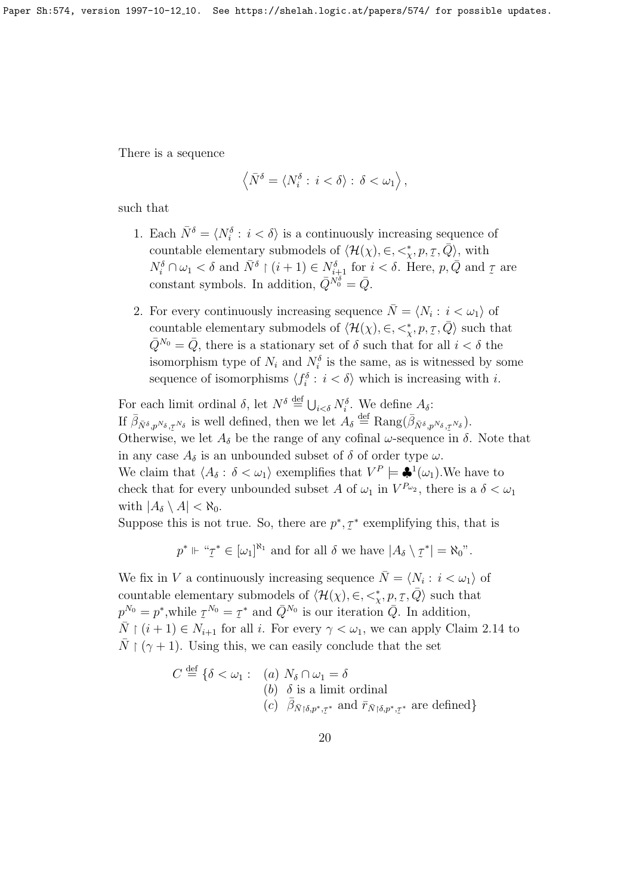There is a sequence

$$\left\langle \bar{N}^\delta = \langle N^\delta_i : i < \delta \rangle : \delta < \omega_1 \right\rangle,$$

such that

1. Each $\bar{N}^\delta = \langle N^\delta_i : i < \delta \rangle$ is a continuously increasing sequence of countable elementary submodels of $\langle \mathcal{H}(\chi), \in, <^*_\chi, p, \underset{\sim}{\tau}, \bar{Q} \rangle$, with $N^\delta_i \cap \omega_1 < \delta$ and $\bar{N}^\delta \restriction (i+1) \in N^\delta_{i+1}$ for $i < \delta$. Here, $p, \bar{Q}$ and $\underset{\sim}{\tau}$ are constant symbols. In addition, $\bar{Q}^{N^\delta_0} = \bar{Q}$.

2. For every continuously increasing sequence $\bar{N} = \langle N_i : i < \omega_1 \rangle$ of countable elementary submodels of $\langle \mathcal{H}(\chi), \in, <^*_\chi, p, \underset{\sim}{\tau}, \bar{Q} \rangle$ such that $\bar{Q}^{N_0} = \bar{Q}$, there is a stationary set of $\delta$ such that for all $i < \delta$ the isomorphism type of $N_i$ and $N^\delta_i$ is the same, as is witnessed by some sequence of isomorphisms $\langle f^\delta_i : i < \delta \rangle$ which is increasing with $i$.

For each limit ordinal $\delta$, let $N^\delta \stackrel{\text{def}}{=} \bigcup_{i<\delta} N^\delta_i$. We define $A_\delta$:
If $\bar{\beta}_{\bar{N}^\delta, p^{N_\delta}, \underset{\sim}{\tau}^{N_\delta}}$ is well defined, then we let $A_\delta \stackrel{\text{def}}{=} \text{Rang}(\bar{\beta}_{\bar{N}^\delta, p^{N_\delta}, \underset{\sim}{\tau}^{N_\delta}})$.
Otherwise, we let $A_\delta$ be the range of any cofinal $\omega$-sequence in $\delta$. Note that in any case $A_\delta$ is an unbounded subset of $\delta$ of order type $\omega$.
We claim that $\langle A_\delta : \delta < \omega_1 \rangle$ exemplifies that $V^P \models \clubsuit^1(\omega_1)$.We have to check that for every unbounded subset $A$ of $\omega_1$ in $V^{P_{\omega_2}}$, there is a $\delta < \omega_1$ with $|A_\delta \setminus A| < \aleph_0$.
Suppose this is not true. So, there are $p^*, \underset{\sim}{\tau}^*$ exemplifying this, that is

$$p^* \Vdash \text{“}\underset{\sim}{\tau}^* \in [\omega_1]^{\aleph_1} \text{ and for all } \delta \text{ we have } |A_\delta \setminus \underset{\sim}{\tau}^*| = \aleph_0\text{”}.$$

We fix in $V$ a continuously increasing sequence $\bar{N} = \langle N_i : i < \omega_1 \rangle$ of countable elementary submodels of $\langle \mathcal{H}(\chi), \in, <^*_\chi, p, \underset{\sim}{\tau}, \bar{Q} \rangle$ such that $p^{N_0} = p^*$,while $\underset{\sim}{\tau}^{N_0} = \underset{\sim}{\tau}^*$ and $\bar{Q}^{N_0}$ is our iteration $\bar{Q}$. In addition, $\bar{N} \restriction (i+1) \in N_{i+1}$ for all $i$. For every $\gamma < \omega_1$, we can apply Claim 2.14 to $\bar{N} \restriction (\gamma + 1)$. Using this, we can easily conclude that the set

$$C \stackrel{\text{def}}{=} \{\delta < \omega_1 : \begin{array}{l} (a)\ N_\delta \cap \omega_1 = \delta \\ (b)\ \delta \text{ is a limit ordinal} \\ (c)\ \bar{\beta}_{\bar{N} \restriction \delta, p^*, \underset{\sim}{\tau}^*} \text{ and } \bar{r}_{\bar{N} \restriction \delta, p^*, \underset{\sim}{\tau}^*} \text{ are defined}\} \end{array}$$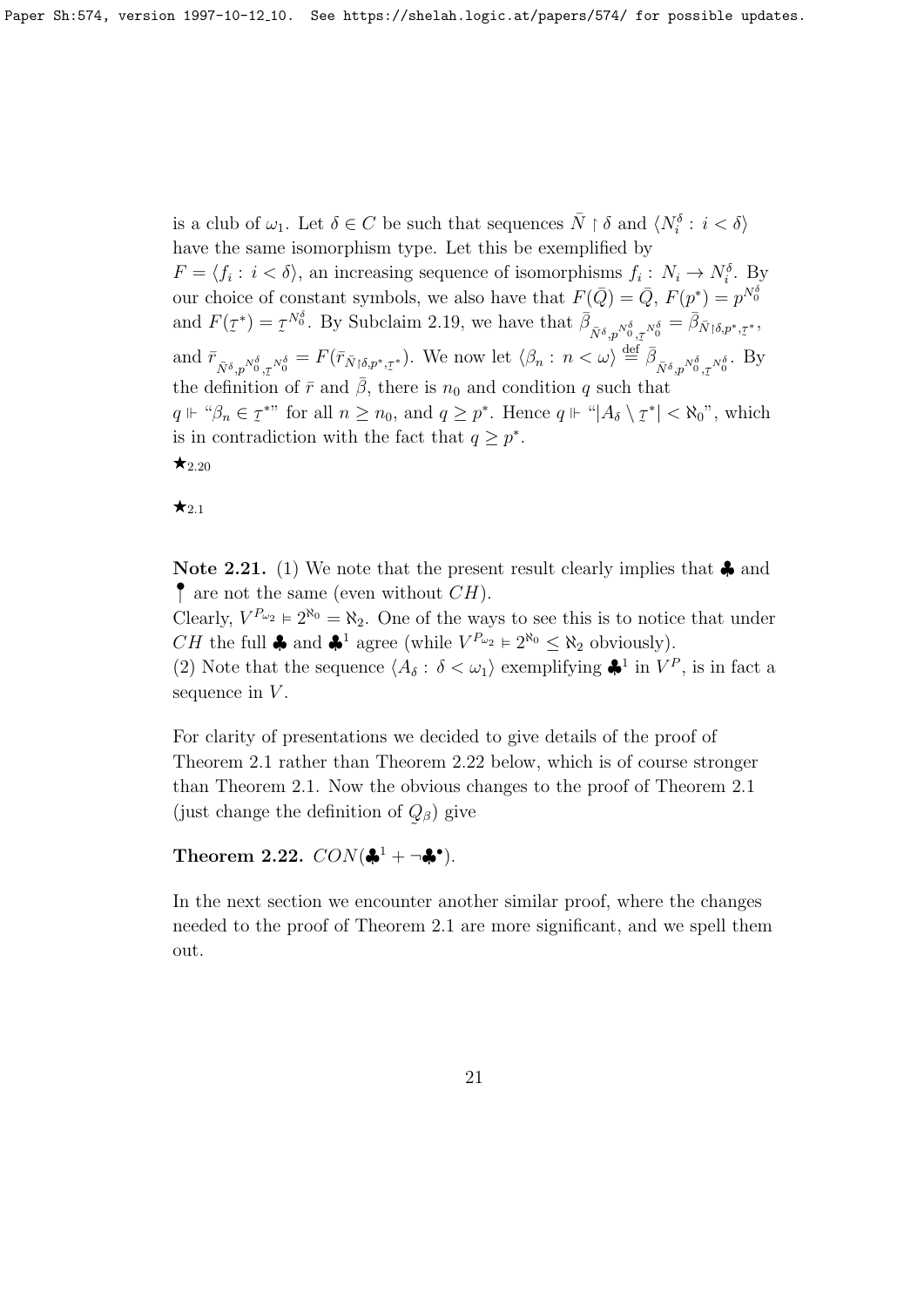is a club of $\omega_1$. Let $\delta \in C$ be such that sequences $\bar{N} \restriction \delta$ and $\langle N_i^\delta : i < \delta \rangle$ have the same isomorphism type. Let this be exemplified by $F = \langle f_i : i < \delta \rangle$, an increasing sequence of isomorphisms $f_i : N_i \to N_i^\delta$. By our choice of constant symbols, we also have that $F(\bar{Q}) = \bar{Q}$, $F(p^*) = p^{N_0^\delta}$ and $F(\underset{\sim}{\tau}^*) = \underset{\sim}{\tau}^{N_0^\delta}$. By Subclaim 2.19, we have that $\bar{\beta}_{\bar{N}^\delta, p^{N_0^\delta}, \underset{\sim}{\tau}^{N_0^\delta}} = \bar{\beta}_{\bar{N} \restriction \delta, p^*, \underset{\sim}{\tau}^*}$, and $\bar{r}_{\bar{N}^\delta, p^{N_0^\delta}, \underset{\sim}{\tau}^{N_0^\delta}} = F(\bar{r}_{\bar{N} \restriction \delta, p^*, \underset{\sim}{\tau}^*})$. We now let $\langle \beta_n : n < \omega \rangle \overset{\text{def}}{=} \bar{\beta}_{\bar{N}^\delta, p^{N_0^\delta}, \underset{\sim}{\tau}^{N_0^\delta}}$. By the definition of $\bar{r}$ and $\bar{\beta}$, there is $n_0$ and condition $q$ such that $q \Vdash$ "$\beta_n \in \underset{\sim}{\tau}^*$" for all $n \geq n_0$, and $q \geq p^*$. Hence $q \Vdash$ "$|A_\delta \setminus \underset{\sim}{\tau}^*| < \aleph_0$", which is in contradiction with the fact that $q \geq p^*$.

$\bigstar_{2.20}$

$\bigstar_{2.1}$

**Note 2.21.** (1) We note that the present result clearly implies that $\clubsuit$ and $\dagger$ are not the same (even without $CH$).
Clearly, $V^{P_{\omega_2}} \models 2^{\aleph_0} = \aleph_2$. One of the ways to see this is to notice that under $CH$ the full $\clubsuit$ and $\clubsuit^1$ agree (while $V^{P_{\omega_2}} \models 2^{\aleph_0} \leq \aleph_2$ obviously).
(2) Note that the sequence $\langle A_\delta : \delta < \omega_1 \rangle$ exemplifying $\clubsuit^1$ in $V^P$, is in fact a sequence in $V$.

For clarity of presentations we decided to give details of the proof of Theorem 2.1 rather than Theorem 2.22 below, which is of course stronger than Theorem 2.1. Now the obvious changes to the proof of Theorem 2.1 (just change the definition of $\underset{\sim}{Q}_\beta$) give

**Theorem 2.22.** $CON(\clubsuit^1 + \neg\clubsuit^\bullet)$.

In the next section we encounter another similar proof, where the changes needed to the proof of Theorem 2.1 are more significant, and we spell them out.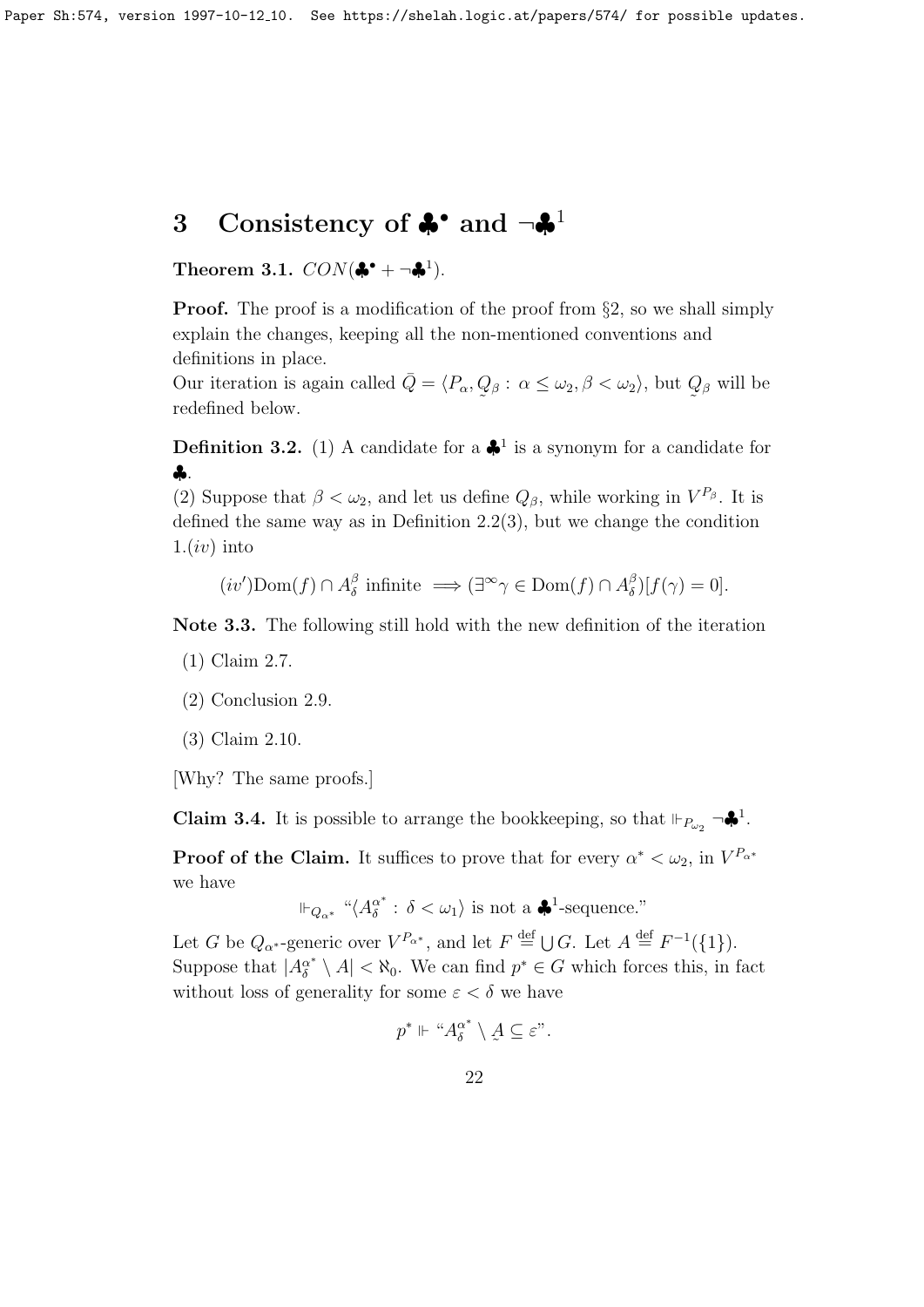# 3 Consistency of $\clubsuit^\bullet$ and $\neg\clubsuit^1$

**Theorem 3.1.** $CON(\clubsuit^\bullet + \neg\clubsuit^1)$.

**Proof.** The proof is a modification of the proof from §2, so we shall simply explain the changes, keeping all the non-mentioned conventions and definitions in place.

Our iteration is again called $\bar{Q} = \langle P_\alpha, \underset{\sim}{Q}_\beta : \alpha \leq \omega_2, \beta < \omega_2 \rangle$, but $\underset{\sim}{Q}_\beta$ will be redefined below.

**Definition 3.2.** (1) A candidate for a $\clubsuit^1$ is a synonym for a candidate for $\clubsuit$.

(2) Suppose that $\beta < \omega_2$, and let us define $Q_\beta$, while working in $V^{P_\beta}$. It is defined the same way as in Definition 2.2(3), but we change the condition 1.$(iv)$ into

$$(iv')\text{Dom}(f) \cap A^\beta_\delta \text{ infinite } \implies (\exists^\infty \gamma \in \text{Dom}(f) \cap A^\beta_\delta)[f(\gamma) = 0].$$

**Note 3.3.** The following still hold with the new definition of the iteration

(1) Claim 2.7.

(2) Conclusion 2.9.

(3) Claim 2.10.

[Why? The same proofs.]

**Claim 3.4.** It is possible to arrange the bookkeeping, so that $\Vdash_{P_{\omega_2}} \neg\clubsuit^1$.

**Proof of the Claim.** It suffices to prove that for every $\alpha^* < \omega_2$, in $V^{P_{\alpha^*}}$ we have

$$\Vdash_{Q_{\alpha^*}} \text{“}\langle A^{\alpha^*}_\delta : \delta < \omega_1 \rangle \text{ is not a } \clubsuit^1\text{-sequence.”}$$

Let $G$ be $Q_{\alpha^*}$-generic over $V^{P_{\alpha^*}}$, and let $F \stackrel{\text{def}}{=} \bigcup G$. Let $A \stackrel{\text{def}}{=} F^{-1}(\{1\})$. Suppose that $|A^{\alpha^*}_\delta \setminus A| < \aleph_0$. We can find $p^* \in G$ which forces this, in fact without loss of generality for some $\varepsilon < \delta$ we have

$$p^* \Vdash \text{“}A^{\alpha^*}_\delta \setminus \underset{\sim}{A} \subseteq \varepsilon\text{”}.$$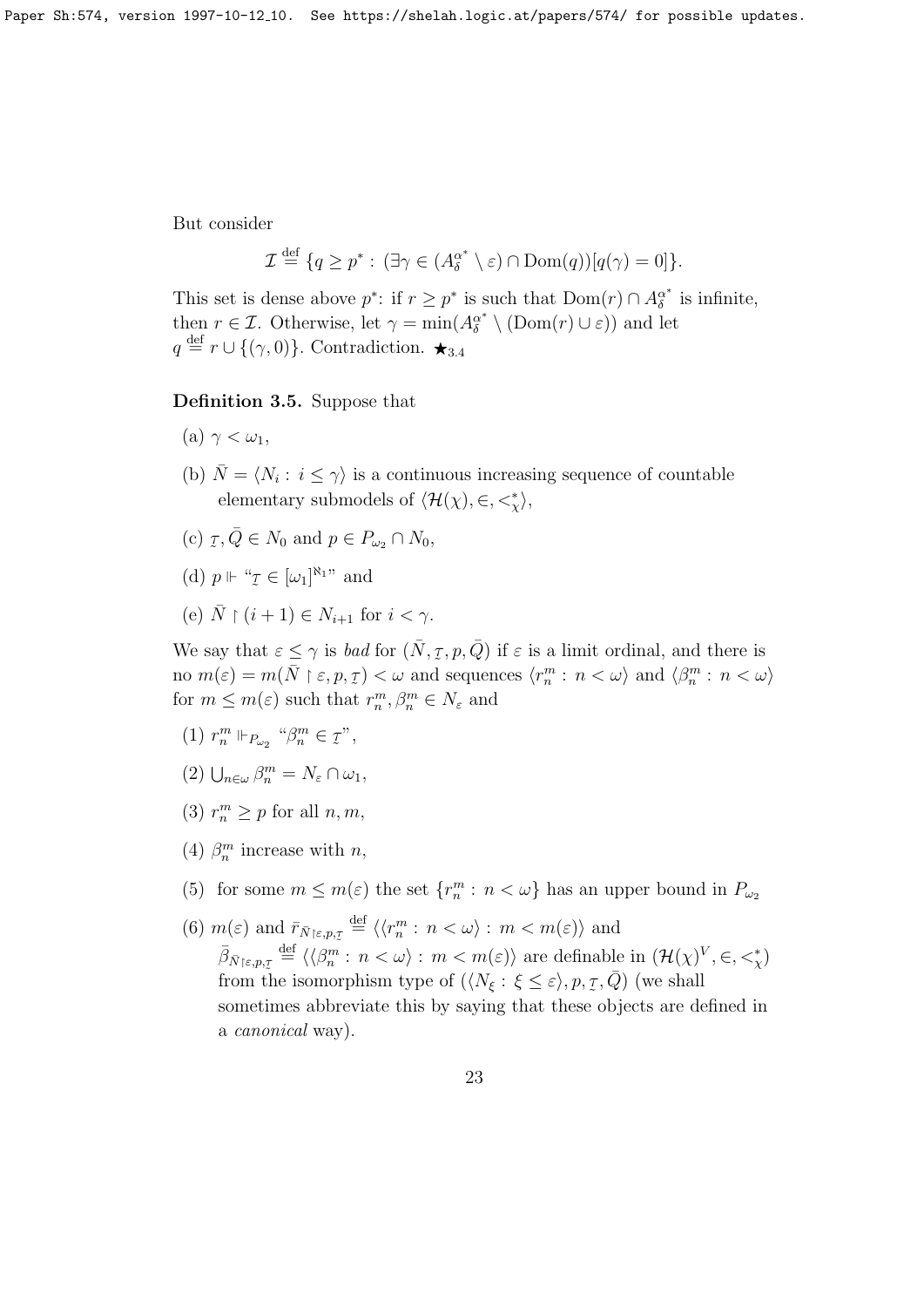But consider

$$\mathcal{I} \stackrel{\text{def}}{=} \{q \geq p^* : (\exists \gamma \in (A^{\alpha^*}_\delta \setminus \varepsilon) \cap \mathrm{Dom}(q))[q(\gamma) = 0]\}.$$

This set is dense above $p^*$: if $r \geq p^*$ is such that $\mathrm{Dom}(r) \cap A^{\alpha^*}_\delta$ is infinite, then $r \in \mathcal{I}$. Otherwise, let $\gamma = \min(A^{\alpha^*}_\delta \setminus (\mathrm{Dom}(r) \cup \varepsilon))$ and let $q \stackrel{\text{def}}{=} r \cup \{(\gamma, 0)\}$. Contradiction. $\bigstar_{3.4}$

**Definition 3.5.** Suppose that

(a) $\gamma < \omega_1$,

(b) $\bar{N} = \langle N_i : i \leq \gamma \rangle$ is a continuous increasing sequence of countable elementary submodels of $\langle \mathcal{H}(\chi), \in, <^*_\chi \rangle$,

(c) $\underset{\sim}{\tau}, \bar{Q} \in N_0$ and $p \in P_{\omega_2} \cap N_0$,

(d) $p \Vdash$ "$\underset{\sim}{\tau} \in [\omega_1]^{\aleph_1}$" and

(e) $\bar{N} \restriction (i+1) \in N_{i+1}$ for $i < \gamma$.

We say that $\varepsilon \leq \gamma$ is *bad* for $(\bar{N}, \underset{\sim}{\tau}, p, \bar{Q})$ if $\varepsilon$ is a limit ordinal, and there is no $m(\varepsilon) = m(\bar{N} \restriction \varepsilon, p, \underset{\sim}{\tau}) < \omega$ and sequences $\langle r^m_n : n < \omega \rangle$ and $\langle \beta^m_n : n < \omega \rangle$ for $m \leq m(\varepsilon)$ such that $r^m_n, \beta^m_n \in N_\varepsilon$ and

(1) $r^m_n \Vdash_{P_{\omega_2}}$ "$\beta^m_n \in \underset{\sim}{\tau}$",

(2) $\bigcup_{n \in \omega} \beta^m_n = N_\varepsilon \cap \omega_1$,

(3) $r^m_n \geq p$ for all $n, m$,

(4) $\beta^m_n$ increase with $n$,

(5) for some $m \leq m(\varepsilon)$ the set $\{r^m_n : n < \omega\}$ has an upper bound in $P_{\omega_2}$

(6) $m(\varepsilon)$ and $\bar{r}_{\bar{N} \restriction \varepsilon, p, \underset{\sim}{\tau}} \stackrel{\text{def}}{=} \langle \langle r^m_n : n < \omega \rangle : m < m(\varepsilon) \rangle$ and $\bar{\beta}_{\bar{N} \restriction \varepsilon, p, \underset{\sim}{\tau}} \stackrel{\text{def}}{=} \langle \langle \beta^m_n : n < \omega \rangle : m < m(\varepsilon) \rangle$ are definable in $(\mathcal{H}(\chi)^V, \in, <^*_\chi)$ from the isomorphism type of $(\langle N_\xi : \xi \leq \varepsilon \rangle, p, \underset{\sim}{\tau}, \bar{Q})$ (we shall sometimes abbreviate this by saying that these objects are defined in a *canonical* way).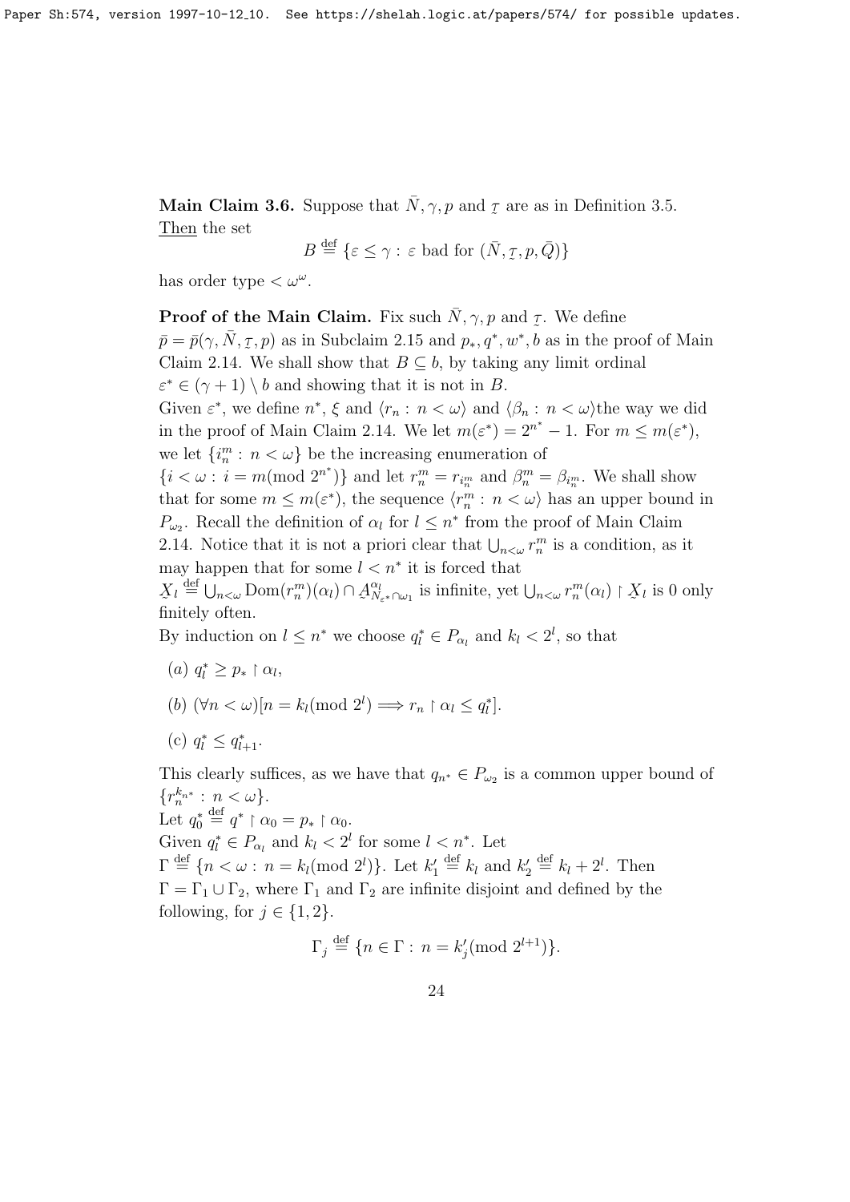**Main Claim 3.6.** Suppose that $\bar{N}, \gamma, p$ and $\underset{\sim}{\tau}$ are as in Definition 3.5. Then the set

$$B \stackrel{\text{def}}{=} \{\varepsilon \leq \gamma : \varepsilon \text{ bad for } (\bar{N}, \underset{\sim}{\tau}, p, \bar{Q})\}$$

has order type $< \omega^\omega$.

**Proof of the Main Claim.** Fix such $\bar{N}, \gamma, p$ and $\underset{\sim}{\tau}$. We define $\bar{p} = \bar{p}(\gamma, \bar{N}, \underset{\sim}{\tau}, p)$ as in Subclaim 2.15 and $p_*, q^*, w^*, b$ as in the proof of Main Claim 2.14. We shall show that $B \subseteq b$, by taking any limit ordinal $\varepsilon^* \in (\gamma + 1) \setminus b$ and showing that it is not in $B$.

Given $\varepsilon^*$, we define $n^*$, $\xi$ and $\langle r_n : n < \omega \rangle$ and $\langle \beta_n : n < \omega \rangle$the way we did in the proof of Main Claim 2.14. We let $m(\varepsilon^*) = 2^{n^*} - 1$. For $m \leq m(\varepsilon^*)$, we let $\{i^m_n : n < \omega\}$ be the increasing enumeration of $\{i < \omega : i = m (\text{mod } 2^{n^*})\}$ and let $r^m_n = r_{i^m_n}$ and $\beta^m_n = \beta_{i^m_n}$. We shall show that for some $m \leq m(\varepsilon^*)$, the sequence $\langle r^m_n : n < \omega \rangle$ has an upper bound in $P_{\omega_2}$. Recall the definition of $\alpha_l$ for $l \leq n^*$ from the proof of Main Claim 2.14. Notice that it is not a priori clear that $\bigcup_{n<\omega} r^m_n$ is a condition, as it may happen that for some $l < n^*$ it is forced that $\underset{\sim}{X}_l \stackrel{\text{def}}{=} \bigcup_{n<\omega} \text{Dom}(r^m_n)(\alpha_l) \cap \underset{\sim}{A}^{\alpha_l}_{N_{\varepsilon^*} \cap \omega_1}$ is infinite, yet $\bigcup_{n<\omega} r^m_n(\alpha_l) \restriction \underset{\sim}{X}_l$ is 0 only finitely often.

By induction on $l \leq n^*$ we choose $q^*_l \in P_{\alpha_l}$ and $k_l < 2^l$, so that

(*a*) $q^*_l \geq p_* \restriction \alpha_l$,

(*b*) $(\forall n < \omega)[n = k_l (\text{mod } 2^l) \Longrightarrow r_n \restriction \alpha_l \leq q^*_l]$.

(c) $q^*_l \leq q^*_{l+1}$.

This clearly suffices, as we have that $q_{n^*} \in P_{\omega_2}$ is a common upper bound of $\{r^{k_{n^*}}_n : n < \omega\}$.

Let $q^*_0 \stackrel{\text{def}}{=} q^* \restriction \alpha_0 = p_* \restriction \alpha_0$.

Given $q^*_l \in P_{\alpha_l}$ and $k_l < 2^l$ for some $l < n^*$. Let $\Gamma \stackrel{\text{def}}{=} \{n < \omega : n = k_l (\text{mod } 2^l)\}$. Let $k'_1 \stackrel{\text{def}}{=} k_l$ and $k'_2 \stackrel{\text{def}}{=} k_l + 2^l$. Then $\Gamma = \Gamma_1 \cup \Gamma_2$, where $\Gamma_1$ and $\Gamma_2$ are infinite disjoint and defined by the following, for $j \in \{1, 2\}$.

$$\Gamma_j \stackrel{\text{def}}{=} \{n \in \Gamma : n = k'_j (\text{mod } 2^{l+1})\}.$$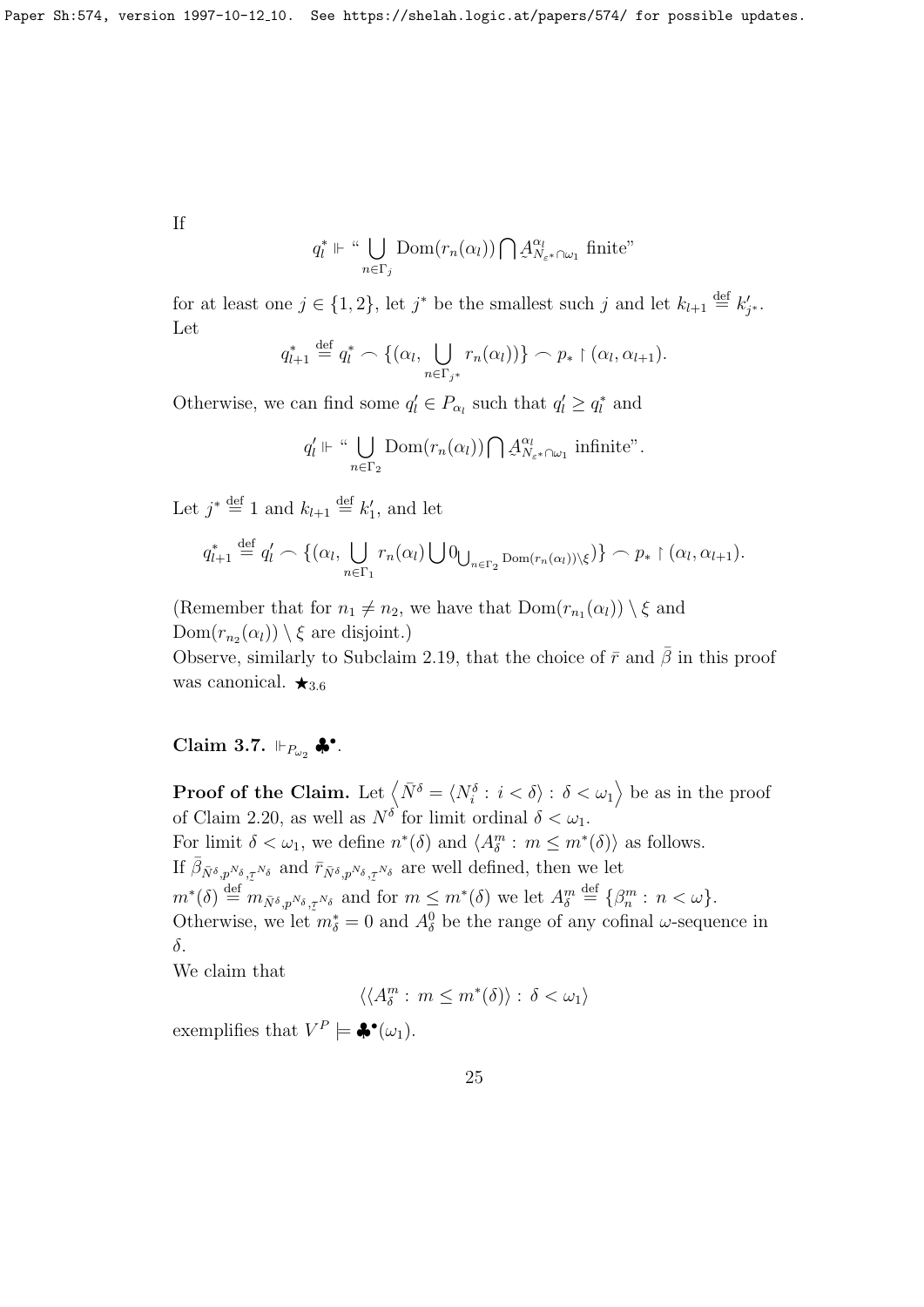If

$$q^*_l \Vdash \text{``} \bigcup_{n\in\Gamma_j} \mathrm{Dom}(r_n(\alpha_l)) \bigcap \underset{\sim}{A}^{\alpha_l}_{N_{\varepsilon^*}\cap\omega_1} \text{ finite''}$$

for at least one $j \in \{1, 2\}$, let $j^*$ be the smallest such $j$ and let $k_{l+1} \stackrel{\text{def}}{=} k'_{j^*}$.
Let

$$q^*_{l+1} \stackrel{\text{def}}{=} q^*_l \frown \{(\alpha_l, \bigcup_{n\in\Gamma_{j^*}} r_n(\alpha_l))\} \frown p_* \restriction (\alpha_l, \alpha_{l+1}).$$

Otherwise, we can find some $q'_l \in P_{\alpha_l}$ such that $q'_l \geq q^*_l$ and

$$q'_l \Vdash \text{``} \bigcup_{n\in\Gamma_2} \mathrm{Dom}(r_n(\alpha_l)) \bigcap \underset{\sim}{A}^{\alpha_l}_{N_{\varepsilon^*}\cap\omega_1} \text{ infinite''}.$$

Let $j^* \stackrel{\text{def}}{=} 1$ and $k_{l+1} \stackrel{\text{def}}{=} k'_1$, and let

$$q^*_{l+1} \stackrel{\text{def}}{=} q'_l \frown \{(\alpha_l, \bigcup_{n\in\Gamma_1} r_n(\alpha_l) \bigcup 0_{\bigcup_{n\in\Gamma_2} \mathrm{Dom}(r_n(\alpha_l))\setminus\xi})\} \frown p_* \restriction (\alpha_l, \alpha_{l+1}).$$

(Remember that for $n_1 \neq n_2$, we have that $\mathrm{Dom}(r_{n_1}(\alpha_l)) \setminus \xi$ and $\mathrm{Dom}(r_{n_2}(\alpha_l)) \setminus \xi$ are disjoint.)
Observe, similarly to Subclaim 2.19, that the choice of $\bar{r}$ and $\bar{\beta}$ in this proof was canonical. $\bigstar_{3.6}$

**Claim 3.7.** $\Vdash_{P_{\omega_2}} \clubsuit^\bullet$.

**Proof of the Claim.** Let $\left\langle \bar{N}^\delta = \langle N^\delta_i : i < \delta\rangle : \delta < \omega_1 \right\rangle$ be as in the proof of Claim 2.20, as well as $N^\delta$ for limit ordinal $\delta < \omega_1$.
For limit $\delta < \omega_1$, we define $n^*(\delta)$ and $\langle A^m_\delta : m \leq m^*(\delta)\rangle$ as follows.
If $\bar{\beta}_{\bar{N}^\delta, p^{N_\delta}, \underset{\sim}{\tau}^{N_\delta}}$ and $\bar{r}_{\bar{N}^\delta, p^{N_\delta}, \underset{\sim}{\tau}^{N_\delta}}$ are well defined, then we let $m^*(\delta) \stackrel{\text{def}}{=} m_{\bar{N}^\delta, p^{N_\delta}, \underset{\sim}{\tau}^{N_\delta}}$ and for $m \leq m^*(\delta)$ we let $A^m_\delta \stackrel{\text{def}}{=} \{\beta^m_n : n < \omega\}$.
Otherwise, we let $m^*_\delta = 0$ and $A^0_\delta$ be the range of any cofinal $\omega$-sequence in $\delta$.
We claim that

$$\langle \langle A^m_\delta : m \leq m^*(\delta)\rangle : \delta < \omega_1\rangle$$

exemplifies that $V^P \models \clubsuit^\bullet(\omega_1)$.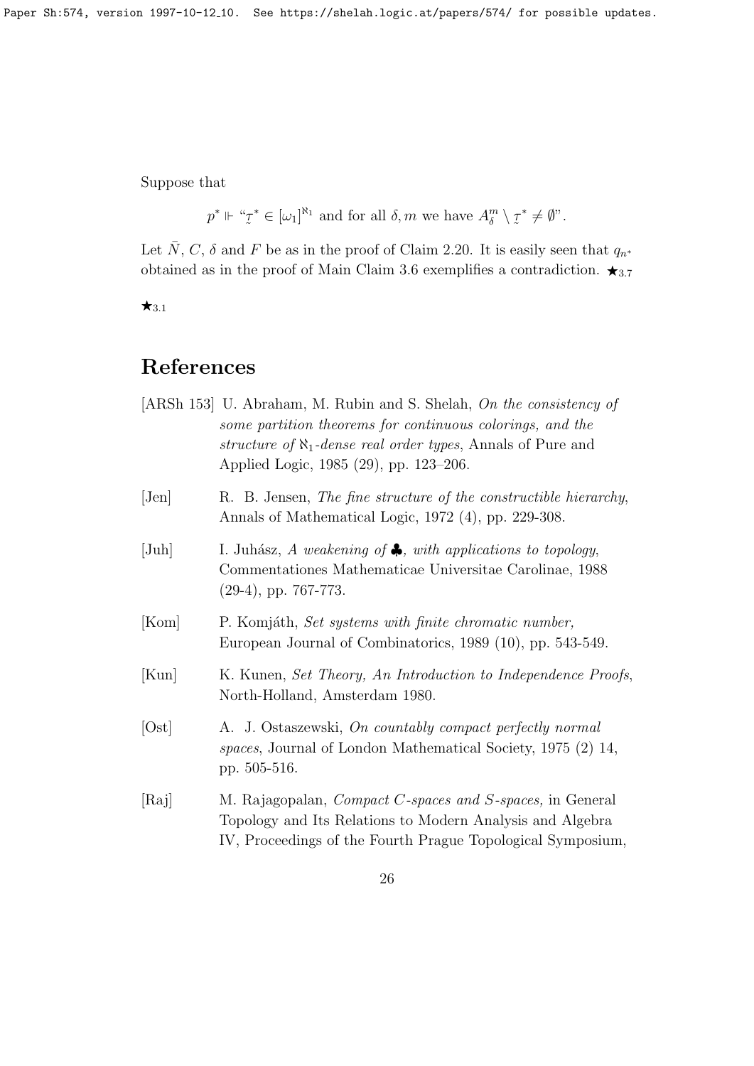Suppose that

$$p^* \Vdash \text{“}\underset{\sim}{\tau}^* \in [\omega_1]^{\aleph_1} \text{ and for all } \delta, m \text{ we have } A^m_\delta \setminus \underset{\sim}{\tau}^* \neq \emptyset\text{”}.$$

Let $\bar{N}$, $C$, $\delta$ and $F$ be as in the proof of Claim 2.20. It is easily seen that $q_{n^*}$ obtained as in the proof of Main Claim 3.6 exemplifies a contradiction. $\bigstar_{3.7}$

$\bigstar_{3.1}$

## References

[ARSh 153] U. Abraham, M. Rubin and S. Shelah, *On the consistency of some partition theorems for continuous colorings, and the structure of $\aleph_1$-dense real order types*, Annals of Pure and Applied Logic, 1985 (29), pp. 123–206.

[Jen] R. B. Jensen, *The fine structure of the constructible hierarchy*, Annals of Mathematical Logic, 1972 (4), pp. 229-308.

[Juh] I. Juhász, *A weakening of ♣, with applications to topology*, Commentationes Mathematicae Universitae Carolinae, 1988 (29-4), pp. 767-773.

[Kom] P. Komjáth, *Set systems with finite chromatic number,* European Journal of Combinatorics, 1989 (10), pp. 543-549.

[Kun] K. Kunen, *Set Theory, An Introduction to Independence Proofs*, North-Holland, Amsterdam 1980.

[Ost] A. J. Ostaszewski, *On countably compact perfectly normal spaces*, Journal of London Mathematical Society, 1975 (2) 14, pp. 505-516.

[Raj] M. Rajagopalan, *Compact C-spaces and S-spaces,* in General Topology and Its Relations to Modern Analysis and Algebra IV, Proceedings of the Fourth Prague Topological Symposium,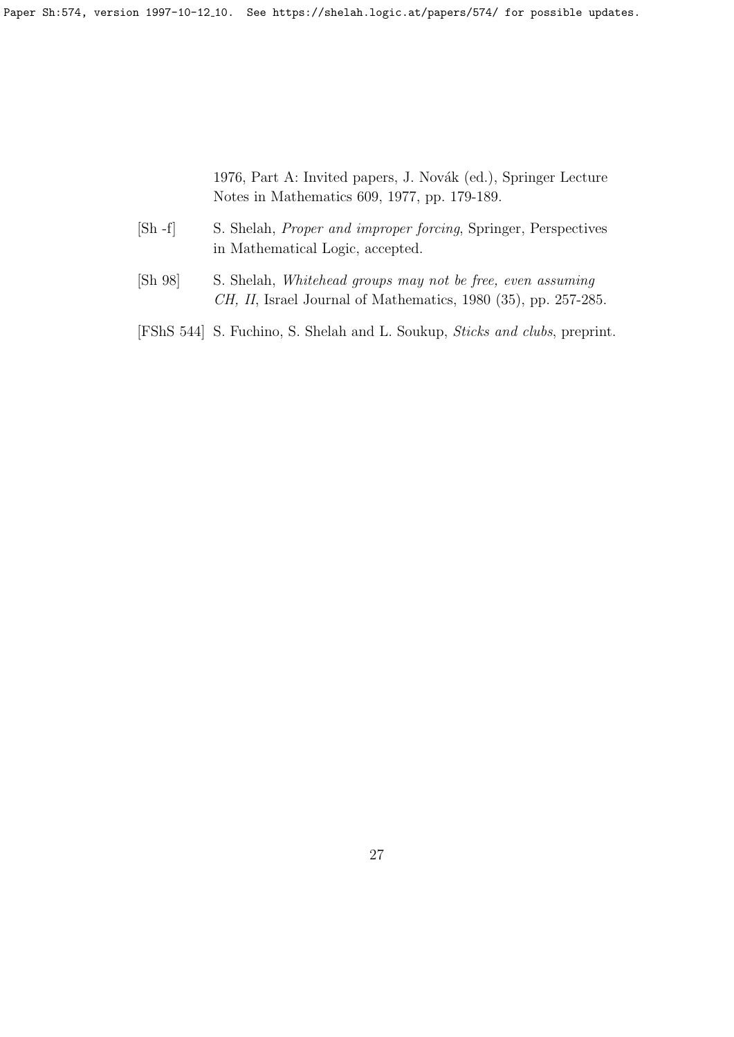1976, Part A: Invited papers, J. Novák (ed.), Springer Lecture Notes in Mathematics 609, 1977, pp. 179-189.

[Sh -f] S. Shelah, *Proper and improper forcing*, Springer, Perspectives in Mathematical Logic, accepted.

[Sh 98] S. Shelah, *Whitehead groups may not be free, even assuming CH, II*, Israel Journal of Mathematics, 1980 (35), pp. 257-285.

[FShS 544] S. Fuchino, S. Shelah and L. Soukup, *Sticks and clubs*, preprint.